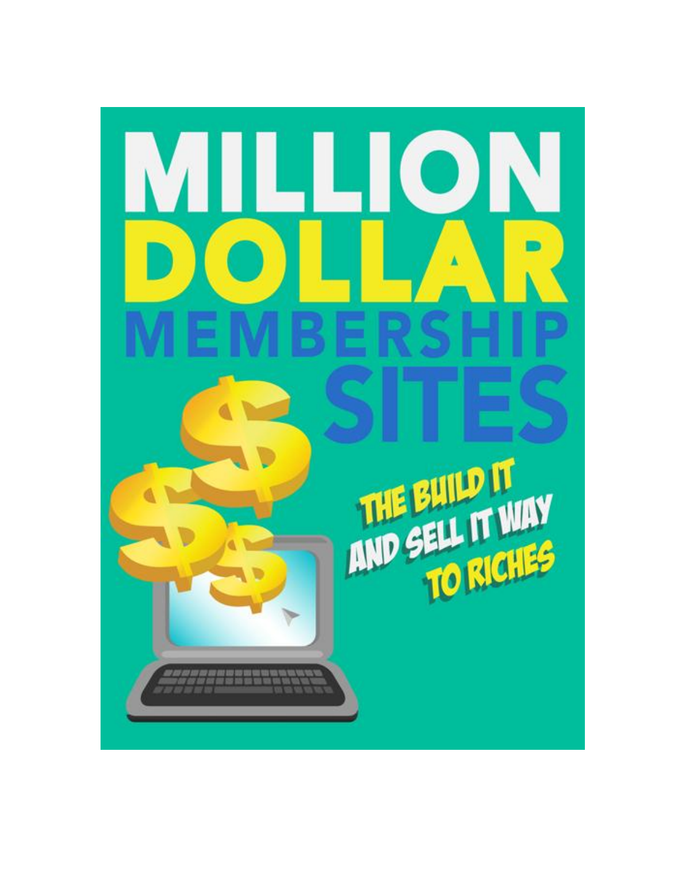# MILLION DOLLAR MEMBERSHIP SITES

## THE BUILD IT AND SELL IT WAY TO RICHES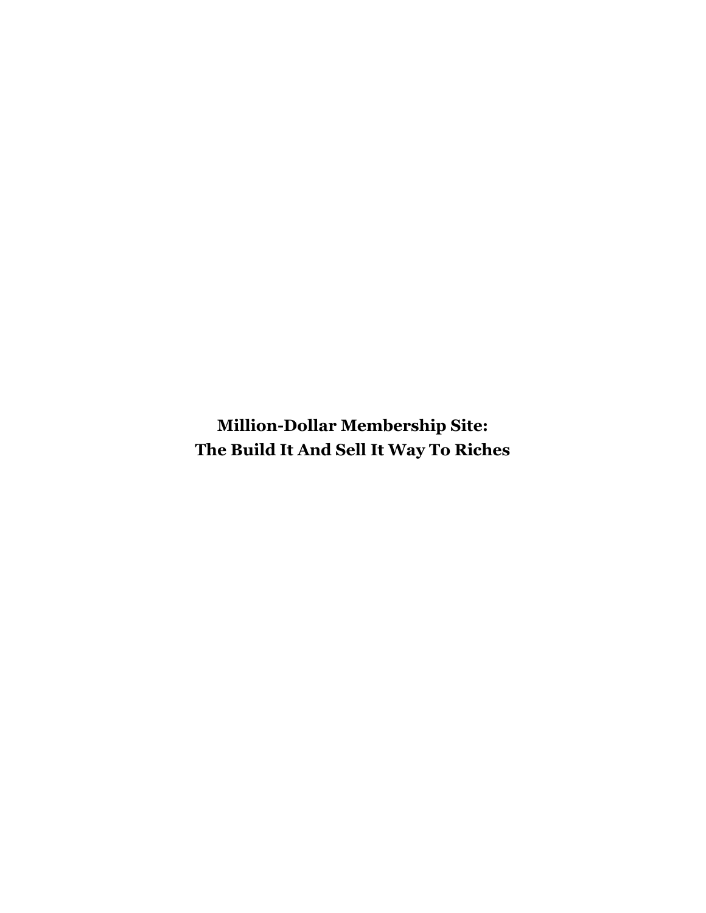**Million-Dollar Membership Site:**
**The Build It And Sell It Way To Riches**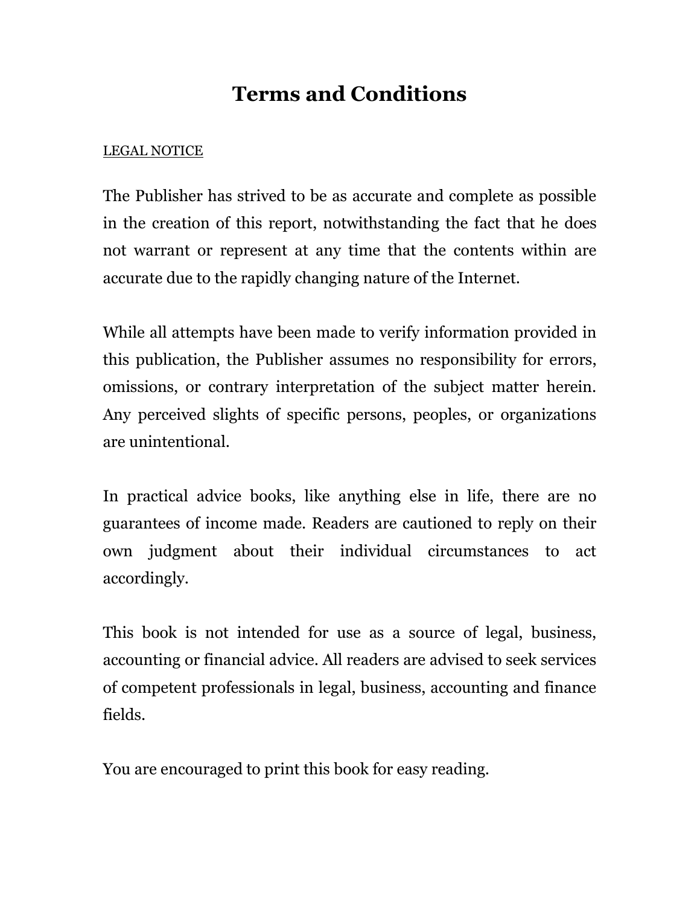# Terms and Conditions

LEGAL NOTICE

The Publisher has strived to be as accurate and complete as possible in the creation of this report, notwithstanding the fact that he does not warrant or represent at any time that the contents within are accurate due to the rapidly changing nature of the Internet.

While all attempts have been made to verify information provided in this publication, the Publisher assumes no responsibility for errors, omissions, or contrary interpretation of the subject matter herein. Any perceived slights of specific persons, peoples, or organizations are unintentional.

In practical advice books, like anything else in life, there are no guarantees of income made. Readers are cautioned to reply on their own judgment about their individual circumstances to act accordingly.

This book is not intended for use as a source of legal, business, accounting or financial advice. All readers are advised to seek services of competent professionals in legal, business, accounting and finance fields.

You are encouraged to print this book for easy reading.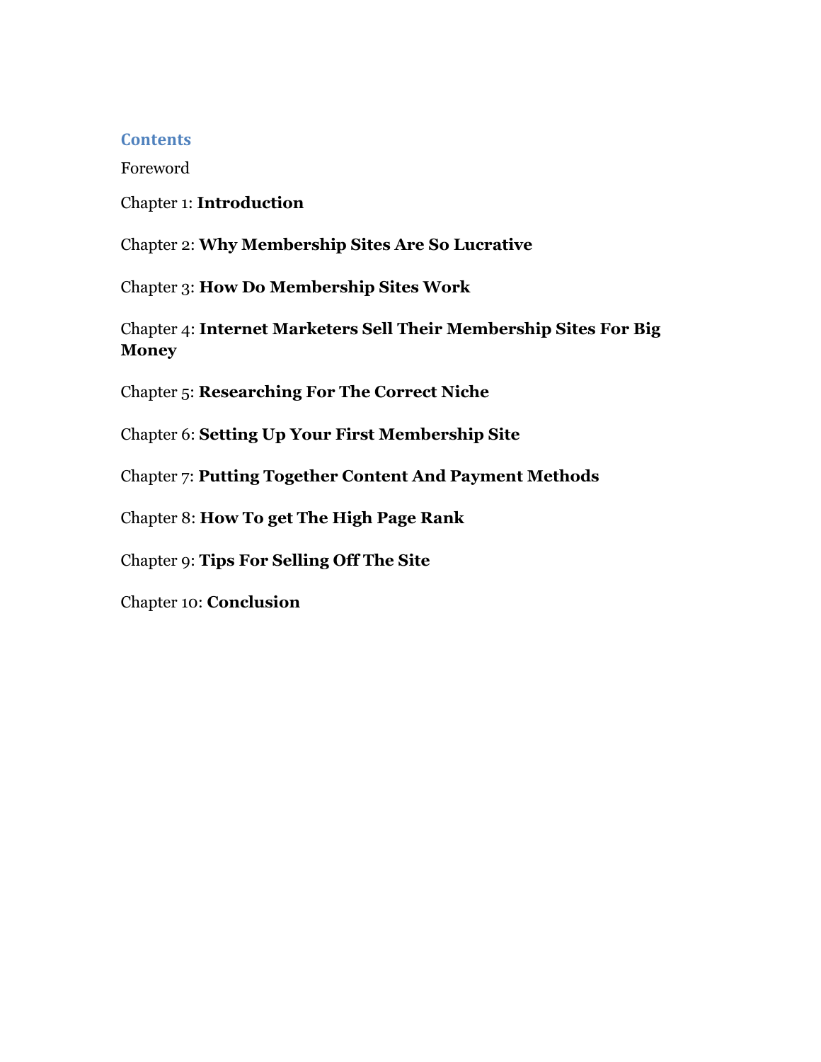## Contents

Foreword

Chapter 1: **Introduction**

Chapter 2: **Why Membership Sites Are So Lucrative**

Chapter 3: **How Do Membership Sites Work**

Chapter 4: **Internet Marketers Sell Their Membership Sites For Big Money**

Chapter 5: **Researching For The Correct Niche**

Chapter 6: **Setting Up Your First Membership Site**

Chapter 7: **Putting Together Content And Payment Methods**

Chapter 8: **How To get The High Page Rank**

Chapter 9: **Tips For Selling Off The Site**

Chapter 10: **Conclusion**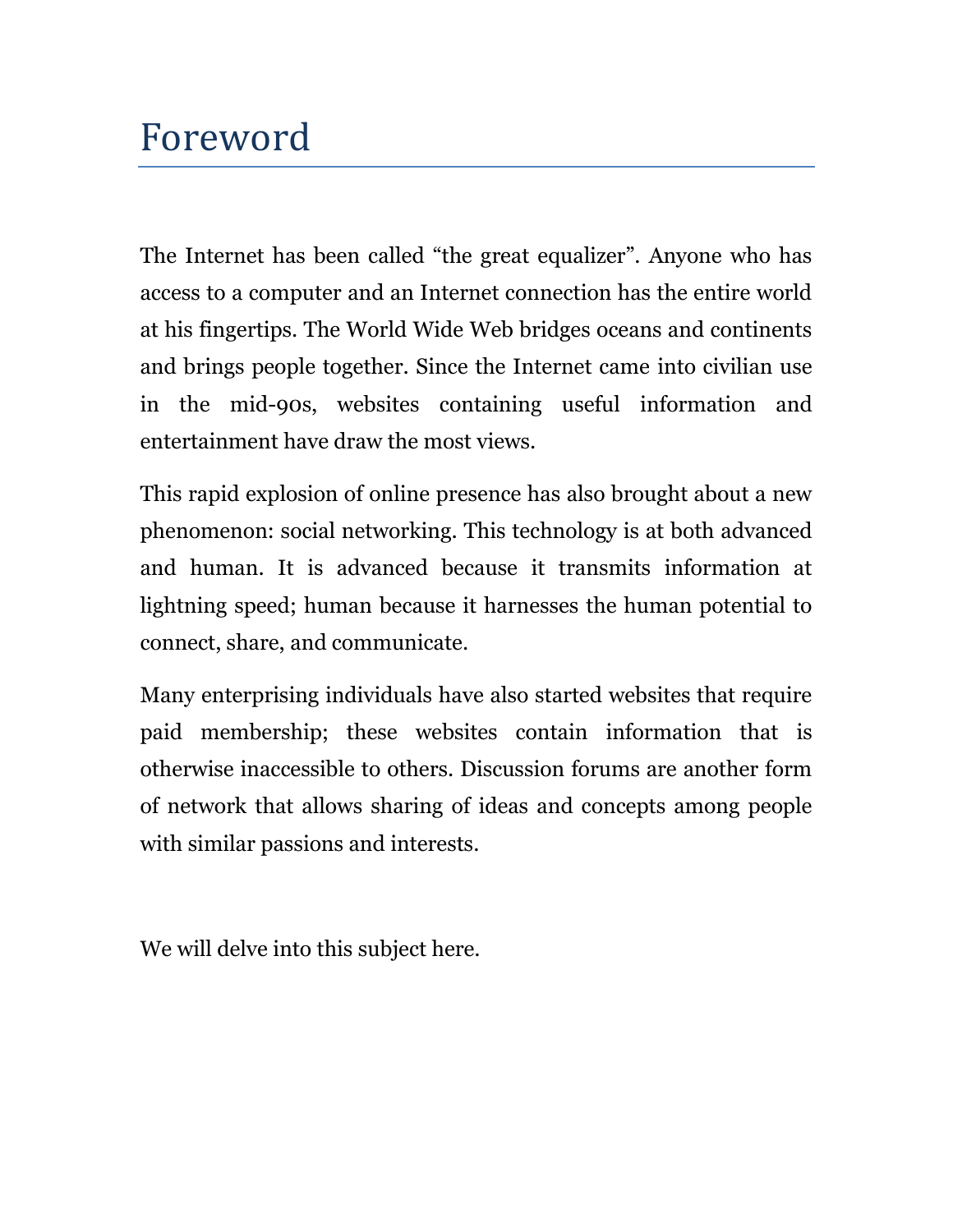# Foreword

The Internet has been called "the great equalizer". Anyone who has access to a computer and an Internet connection has the entire world at his fingertips. The World Wide Web bridges oceans and continents and brings people together. Since the Internet came into civilian use in the mid-90s, websites containing useful information and entertainment have draw the most views.

This rapid explosion of online presence has also brought about a new phenomenon: social networking. This technology is at both advanced and human. It is advanced because it transmits information at lightning speed; human because it harnesses the human potential to connect, share, and communicate.

Many enterprising individuals have also started websites that require paid membership; these websites contain information that is otherwise inaccessible to others. Discussion forums are another form of network that allows sharing of ideas and concepts among people with similar passions and interests.

We will delve into this subject here.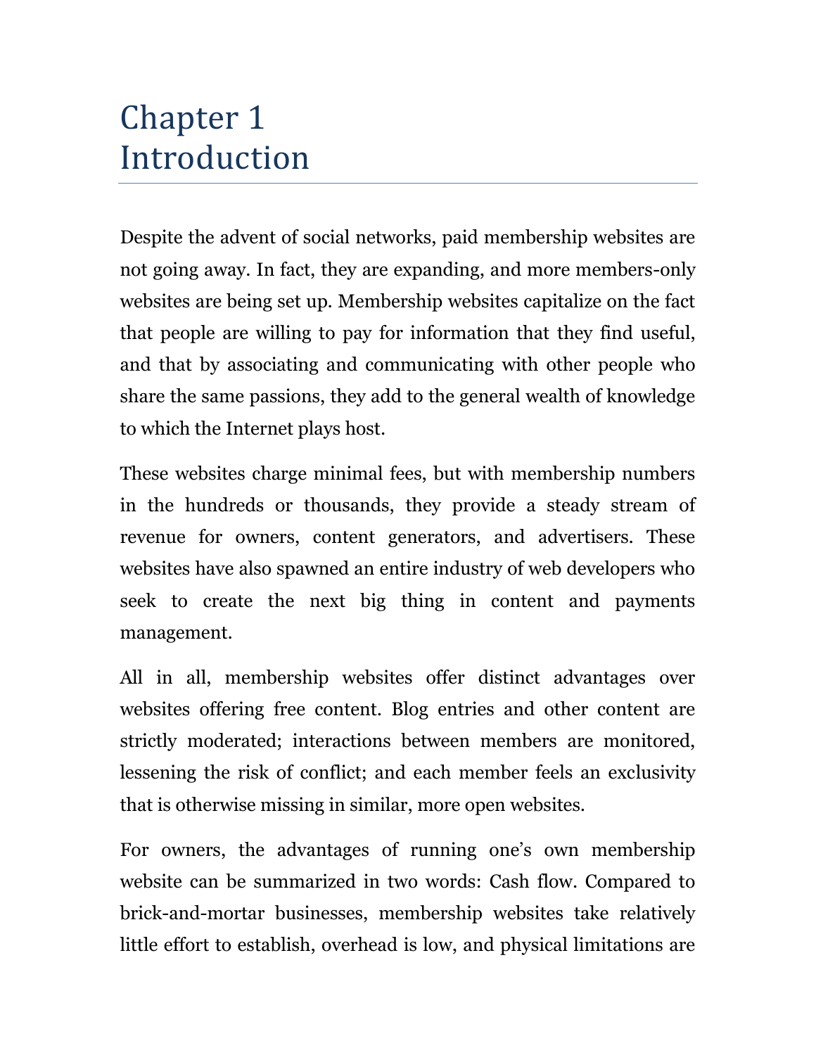# Chapter 1 Introduction

Despite the advent of social networks, paid membership websites are not going away. In fact, they are expanding, and more members-only websites are being set up. Membership websites capitalize on the fact that people are willing to pay for information that they find useful, and that by associating and communicating with other people who share the same passions, they add to the general wealth of knowledge to which the Internet plays host.

These websites charge minimal fees, but with membership numbers in the hundreds or thousands, they provide a steady stream of revenue for owners, content generators, and advertisers. These websites have also spawned an entire industry of web developers who seek to create the next big thing in content and payments management.

All in all, membership websites offer distinct advantages over websites offering free content. Blog entries and other content are strictly moderated; interactions between members are monitored, lessening the risk of conflict; and each member feels an exclusivity that is otherwise missing in similar, more open websites.

For owners, the advantages of running one's own membership website can be summarized in two words: Cash flow. Compared to brick-and-mortar businesses, membership websites take relatively little effort to establish, overhead is low, and physical limitations are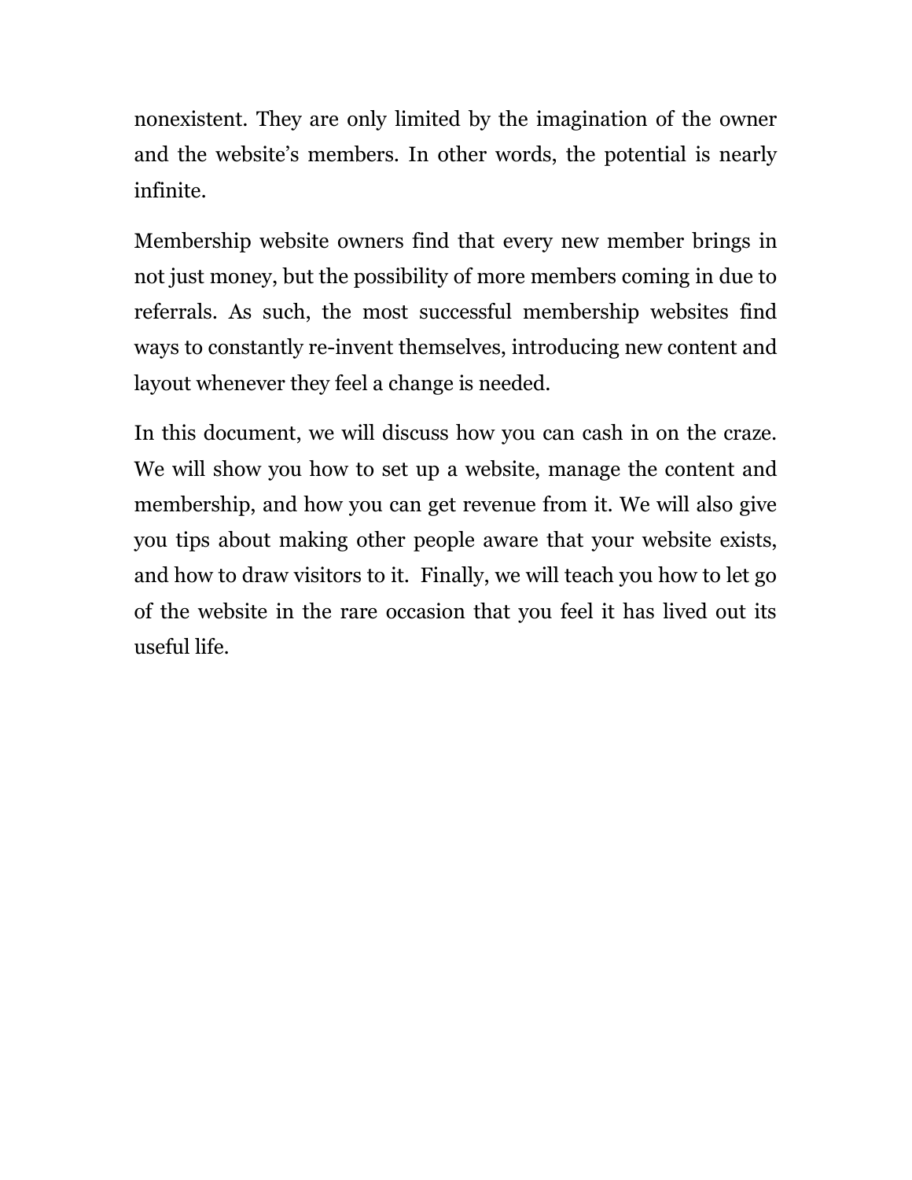nonexistent. They are only limited by the imagination of the owner and the website's members. In other words, the potential is nearly infinite.

Membership website owners find that every new member brings in not just money, but the possibility of more members coming in due to referrals. As such, the most successful membership websites find ways to constantly re-invent themselves, introducing new content and layout whenever they feel a change is needed.

In this document, we will discuss how you can cash in on the craze. We will show you how to set up a website, manage the content and membership, and how you can get revenue from it. We will also give you tips about making other people aware that your website exists, and how to draw visitors to it. Finally, we will teach you how to let go of the website in the rare occasion that you feel it has lived out its useful life.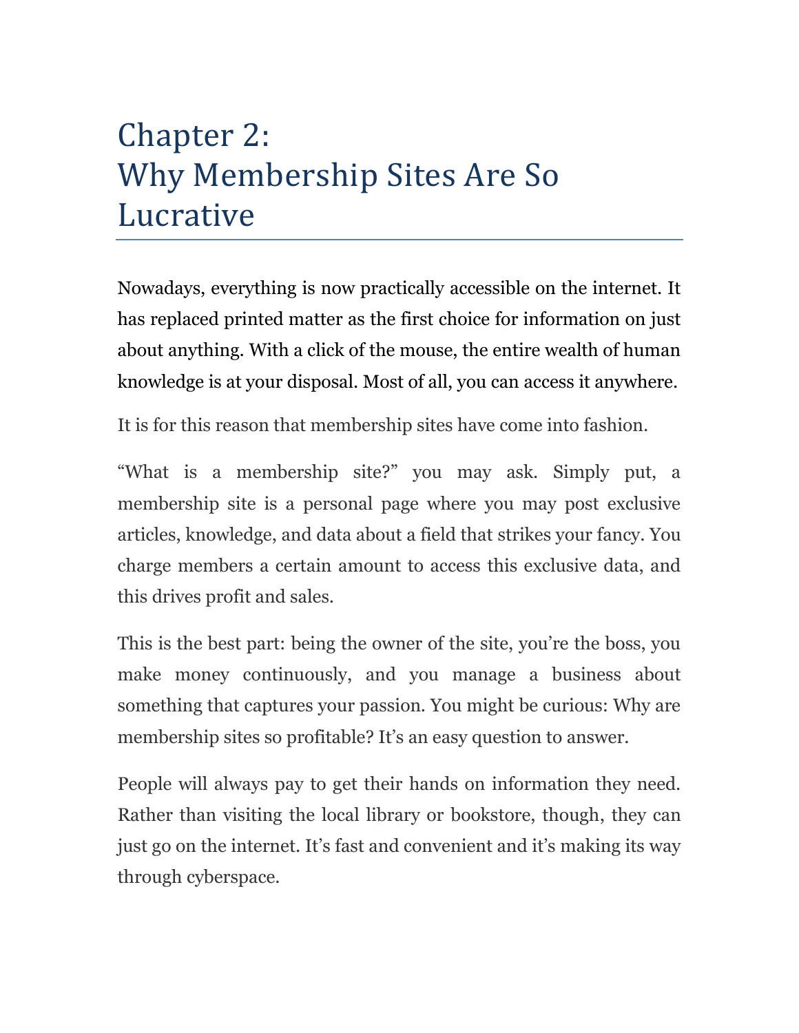# Chapter 2: Why Membership Sites Are So Lucrative

Nowadays, everything is now practically accessible on the internet. It has replaced printed matter as the first choice for information on just about anything. With a click of the mouse, the entire wealth of human knowledge is at your disposal. Most of all, you can access it anywhere.

It is for this reason that membership sites have come into fashion.

"What is a membership site?" you may ask. Simply put, a membership site is a personal page where you may post exclusive articles, knowledge, and data about a field that strikes your fancy. You charge members a certain amount to access this exclusive data, and this drives profit and sales.

This is the best part: being the owner of the site, you're the boss, you make money continuously, and you manage a business about something that captures your passion. You might be curious: Why are membership sites so profitable? It's an easy question to answer.

People will always pay to get their hands on information they need. Rather than visiting the local library or bookstore, though, they can just go on the internet. It's fast and convenient and it's making its way through cyberspace.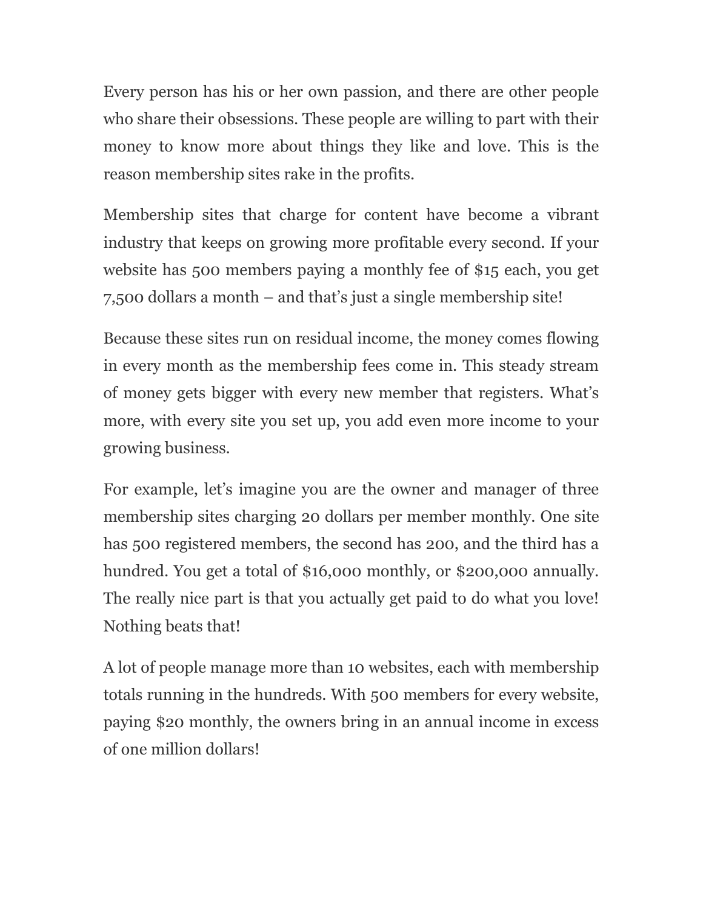Every person has his or her own passion, and there are other people who share their obsessions. These people are willing to part with their money to know more about things they like and love. This is the reason membership sites rake in the profits.

Membership sites that charge for content have become a vibrant industry that keeps on growing more profitable every second. If your website has 500 members paying a monthly fee of $15 each, you get 7,500 dollars a month – and that's just a single membership site!

Because these sites run on residual income, the money comes flowing in every month as the membership fees come in. This steady stream of money gets bigger with every new member that registers. What's more, with every site you set up, you add even more income to your growing business.

For example, let's imagine you are the owner and manager of three membership sites charging 20 dollars per member monthly. One site has 500 registered members, the second has 200, and the third has a hundred. You get a total of $16,000 monthly, or $200,000 annually. The really nice part is that you actually get paid to do what you love! Nothing beats that!

A lot of people manage more than 10 websites, each with membership totals running in the hundreds. With 500 members for every website, paying $20 monthly, the owners bring in an annual income in excess of one million dollars!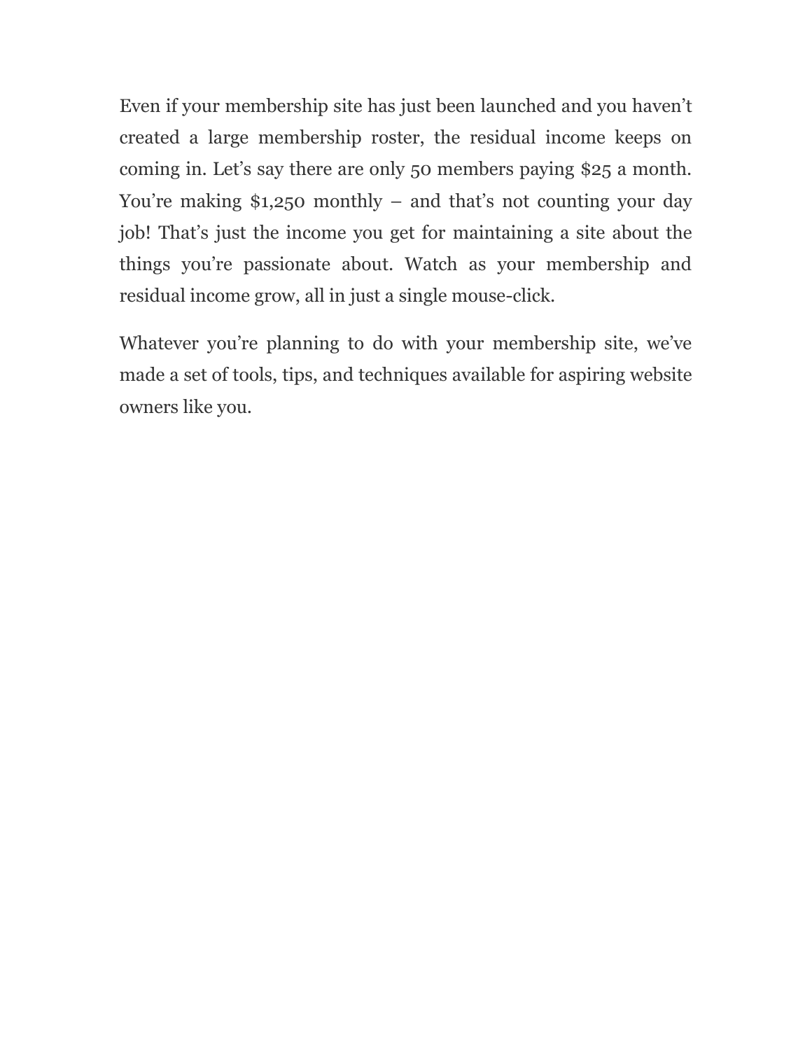Even if your membership site has just been launched and you haven't created a large membership roster, the residual income keeps on coming in. Let's say there are only 50 members paying $25 a month. You're making $1,250 monthly – and that's not counting your day job! That's just the income you get for maintaining a site about the things you're passionate about. Watch as your membership and residual income grow, all in just a single mouse-click.

Whatever you're planning to do with your membership site, we've made a set of tools, tips, and techniques available for aspiring website owners like you.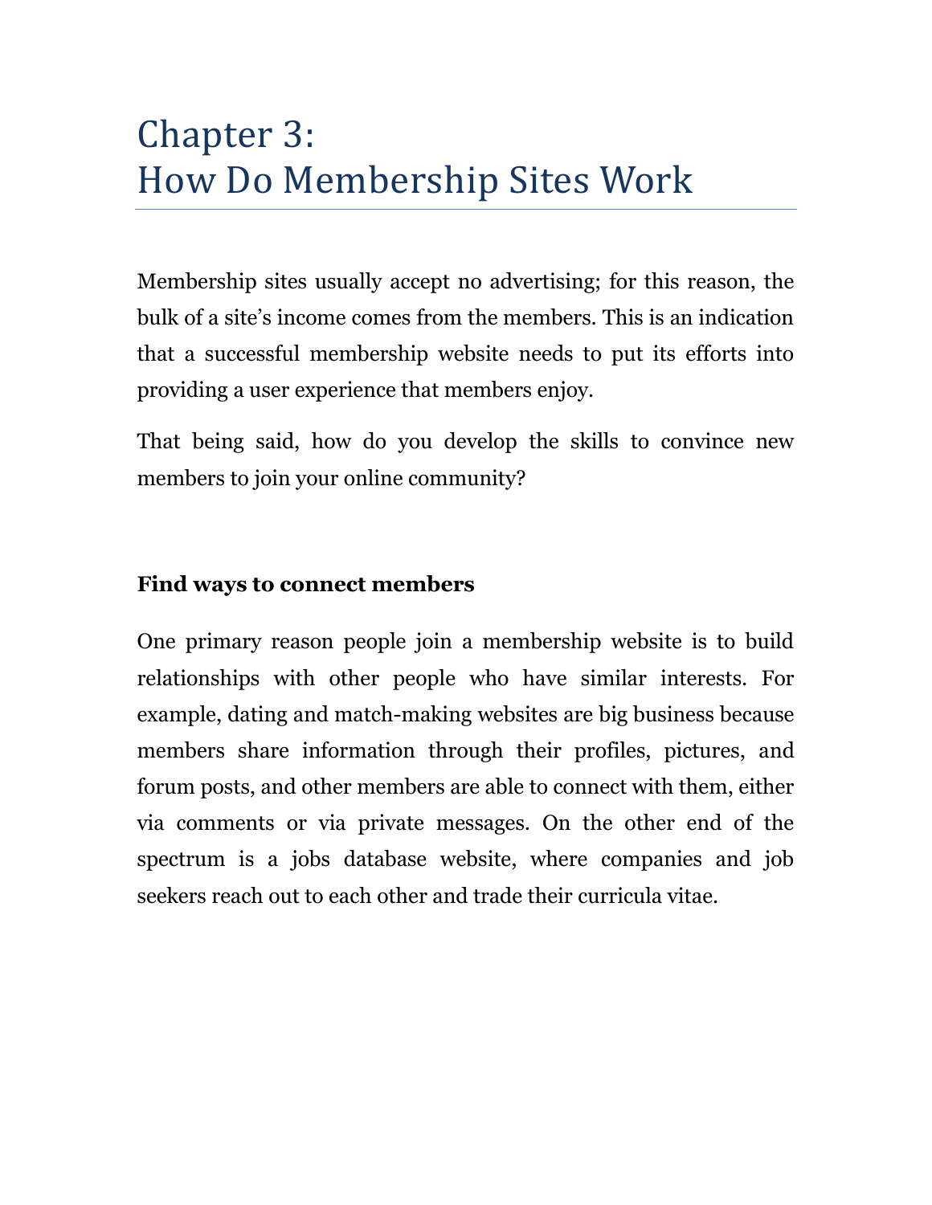# Chapter 3:
# How Do Membership Sites Work

Membership sites usually accept no advertising; for this reason, the bulk of a site's income comes from the members. This is an indication that a successful membership website needs to put its efforts into providing a user experience that members enjoy.

That being said, how do you develop the skills to convince new members to join your online community?

**Find ways to connect members**

One primary reason people join a membership website is to build relationships with other people who have similar interests. For example, dating and match-making websites are big business because members share information through their profiles, pictures, and forum posts, and other members are able to connect with them, either via comments or via private messages. On the other end of the spectrum is a jobs database website, where companies and job seekers reach out to each other and trade their curricula vitae.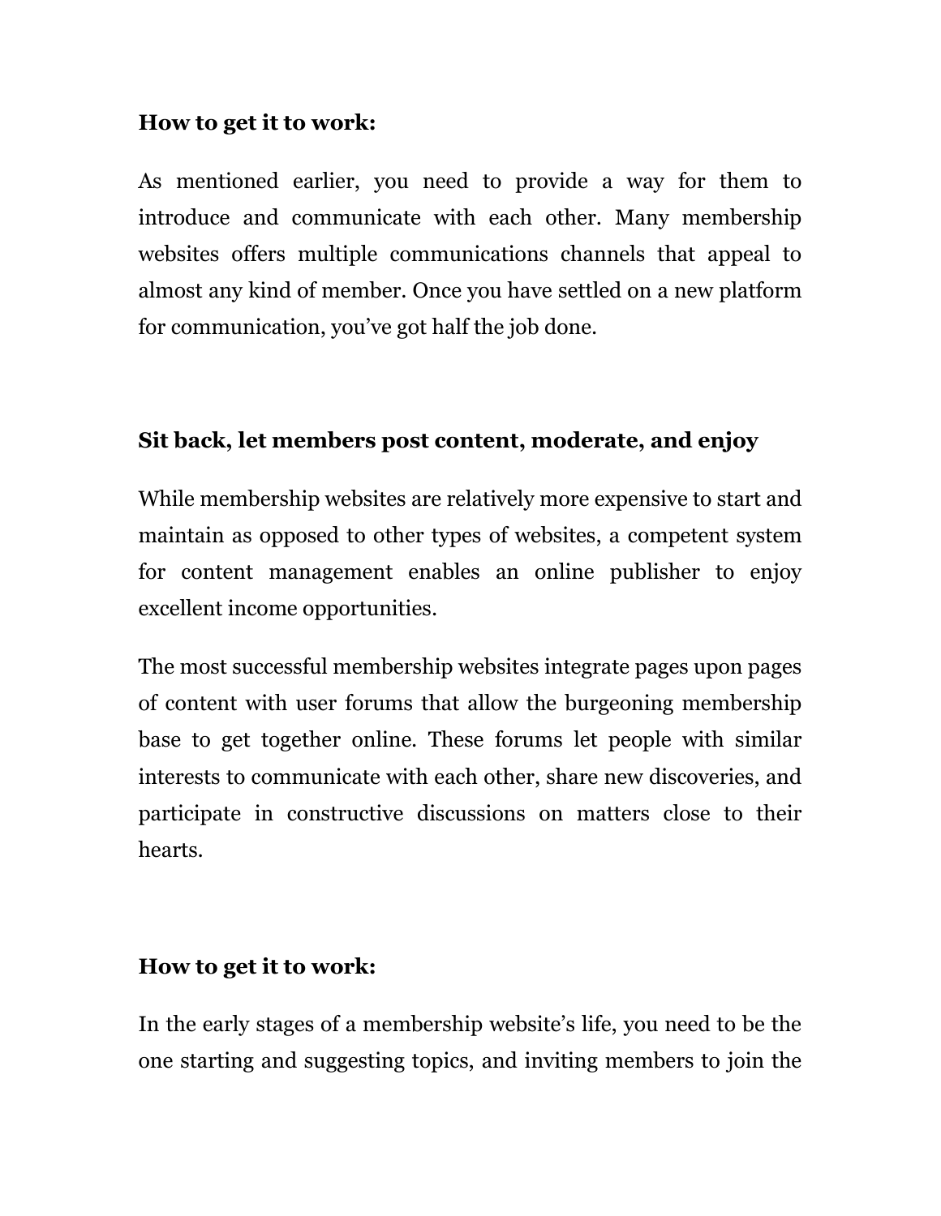**How to get it to work:**

As mentioned earlier, you need to provide a way for them to introduce and communicate with each other. Many membership websites offers multiple communications channels that appeal to almost any kind of member. Once you have settled on a new platform for communication, you've got half the job done.

**Sit back, let members post content, moderate, and enjoy**

While membership websites are relatively more expensive to start and maintain as opposed to other types of websites, a competent system for content management enables an online publisher to enjoy excellent income opportunities.

The most successful membership websites integrate pages upon pages of content with user forums that allow the burgeoning membership base to get together online. These forums let people with similar interests to communicate with each other, share new discoveries, and participate in constructive discussions on matters close to their hearts.

**How to get it to work:**

In the early stages of a membership website's life, you need to be the one starting and suggesting topics, and inviting members to join the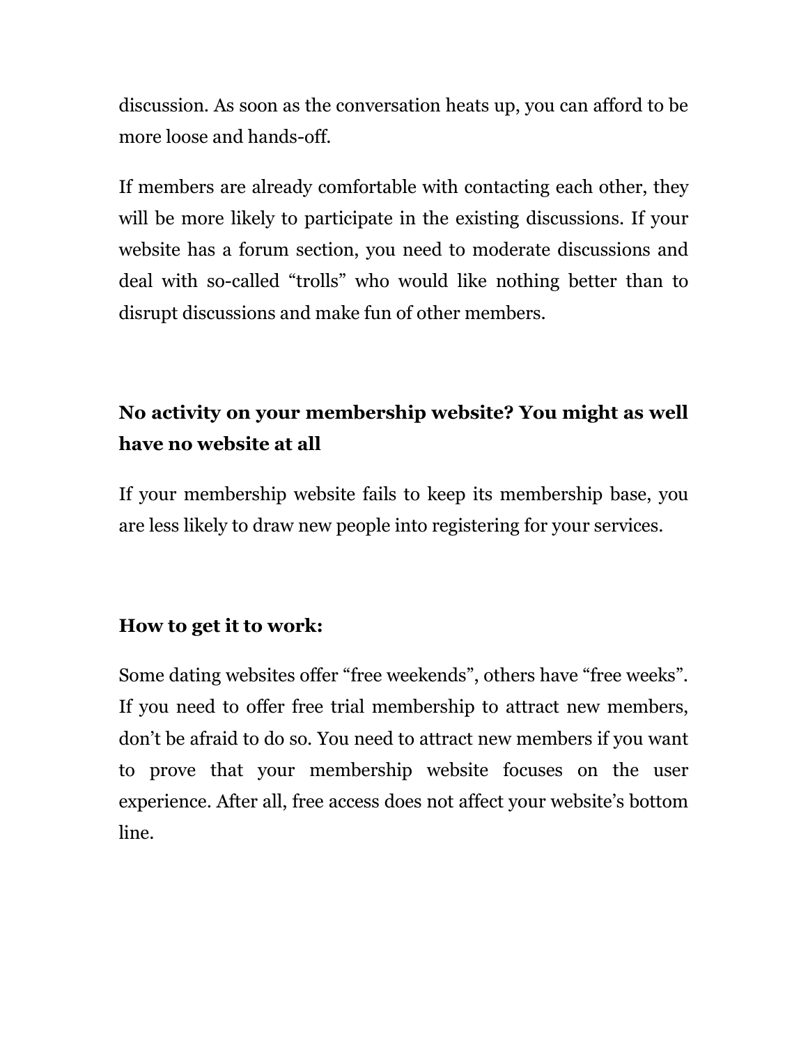discussion. As soon as the conversation heats up, you can afford to be more loose and hands-off.

If members are already comfortable with contacting each other, they will be more likely to participate in the existing discussions. If your website has a forum section, you need to moderate discussions and deal with so-called "trolls" who would like nothing better than to disrupt discussions and make fun of other members.

**No activity on your membership website? You might as well have no website at all**

If your membership website fails to keep its membership base, you are less likely to draw new people into registering for your services.

**How to get it to work:**

Some dating websites offer "free weekends", others have "free weeks". If you need to offer free trial membership to attract new members, don't be afraid to do so. You need to attract new members if you want to prove that your membership website focuses on the user experience. After all, free access does not affect your website's bottom line.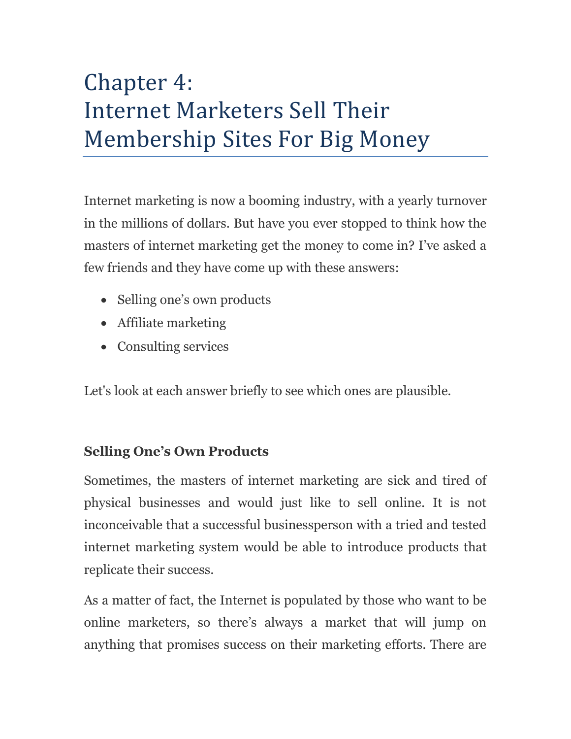# Chapter 4: Internet Marketers Sell Their Membership Sites For Big Money

Internet marketing is now a booming industry, with a yearly turnover in the millions of dollars. But have you ever stopped to think how the masters of internet marketing get the money to come in? I've asked a few friends and they have come up with these answers:

- Selling one's own products
- Affiliate marketing
- Consulting services

Let's look at each answer briefly to see which ones are plausible.

### Selling One's Own Products

Sometimes, the masters of internet marketing are sick and tired of physical businesses and would just like to sell online. It is not inconceivable that a successful businessperson with a tried and tested internet marketing system would be able to introduce products that replicate their success.

As a matter of fact, the Internet is populated by those who want to be online marketers, so there's always a market that will jump on anything that promises success on their marketing efforts. There are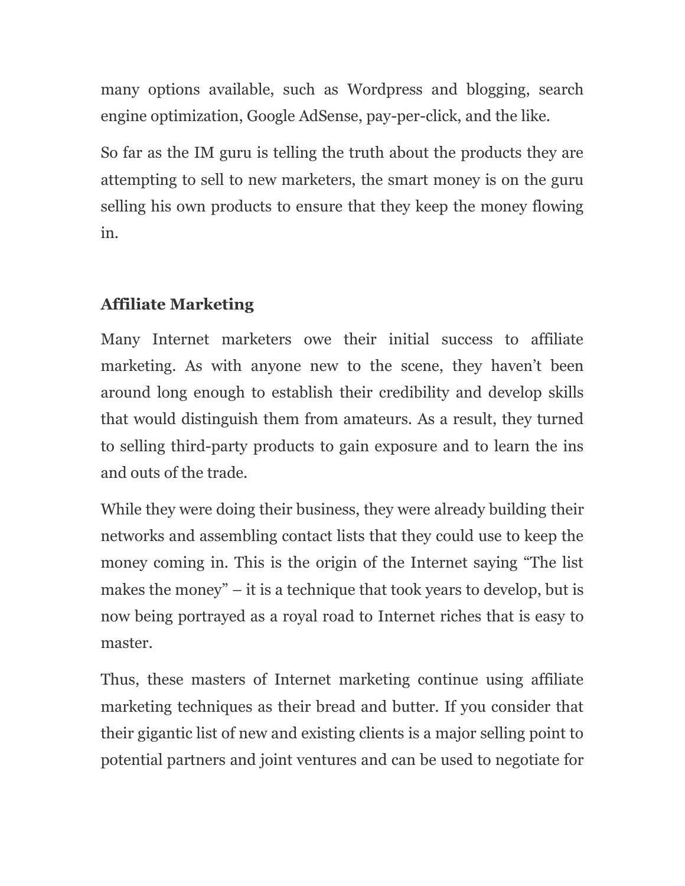many options available, such as Wordpress and blogging, search engine optimization, Google AdSense, pay-per-click, and the like.

So far as the IM guru is telling the truth about the products they are attempting to sell to new marketers, the smart money is on the guru selling his own products to ensure that they keep the money flowing in.

**Affiliate Marketing**

Many Internet marketers owe their initial success to affiliate marketing. As with anyone new to the scene, they haven't been around long enough to establish their credibility and develop skills that would distinguish them from amateurs. As a result, they turned to selling third-party products to gain exposure and to learn the ins and outs of the trade.

While they were doing their business, they were already building their networks and assembling contact lists that they could use to keep the money coming in. This is the origin of the Internet saying "The list makes the money" – it is a technique that took years to develop, but is now being portrayed as a royal road to Internet riches that is easy to master.

Thus, these masters of Internet marketing continue using affiliate marketing techniques as their bread and butter. If you consider that their gigantic list of new and existing clients is a major selling point to potential partners and joint ventures and can be used to negotiate for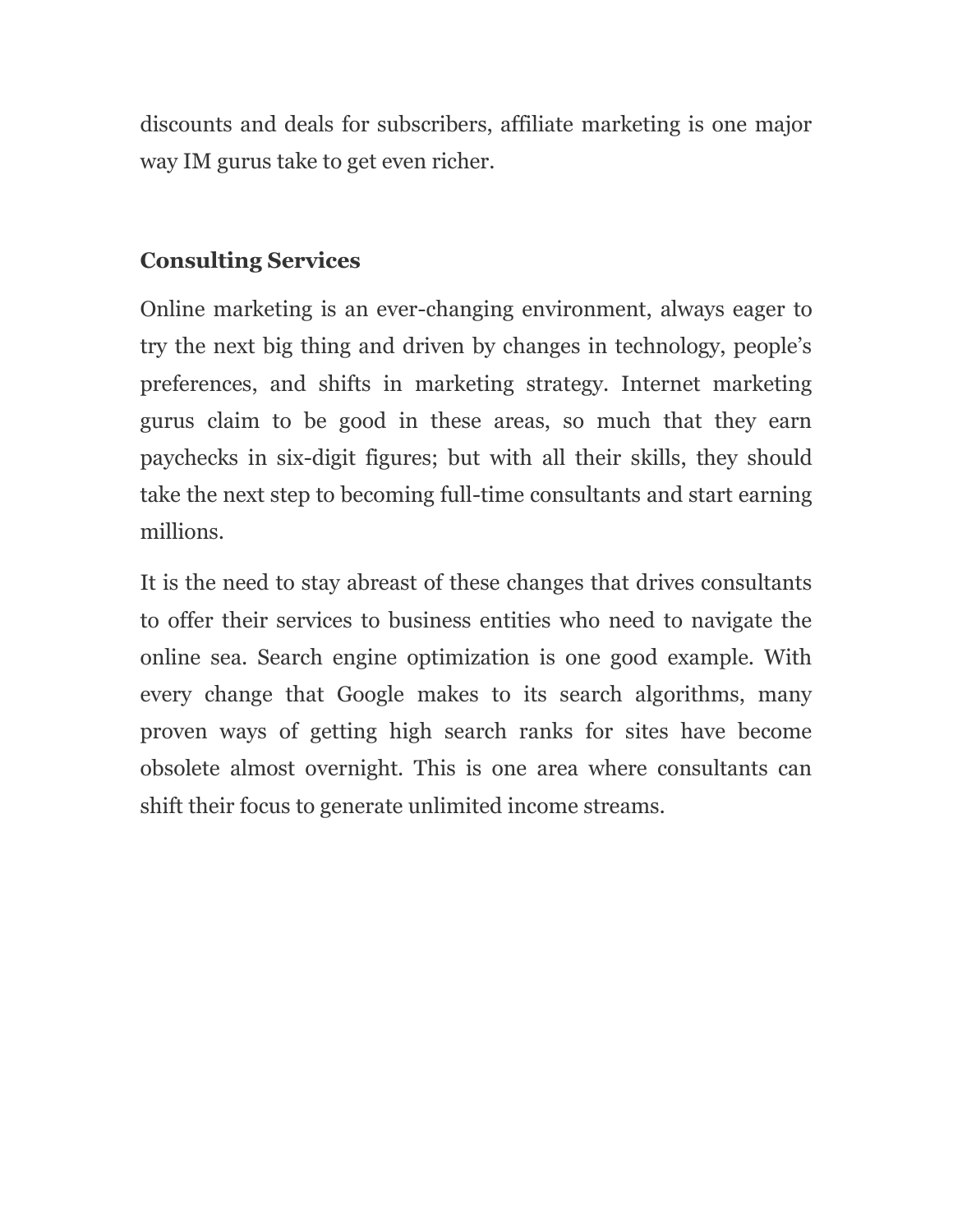discounts and deals for subscribers, affiliate marketing is one major way IM gurus take to get even richer.

## Consulting Services

Online marketing is an ever-changing environment, always eager to try the next big thing and driven by changes in technology, people's preferences, and shifts in marketing strategy. Internet marketing gurus claim to be good in these areas, so much that they earn paychecks in six-digit figures; but with all their skills, they should take the next step to becoming full-time consultants and start earning millions.

It is the need to stay abreast of these changes that drives consultants to offer their services to business entities who need to navigate the online sea. Search engine optimization is one good example. With every change that Google makes to its search algorithms, many proven ways of getting high search ranks for sites have become obsolete almost overnight. This is one area where consultants can shift their focus to generate unlimited income streams.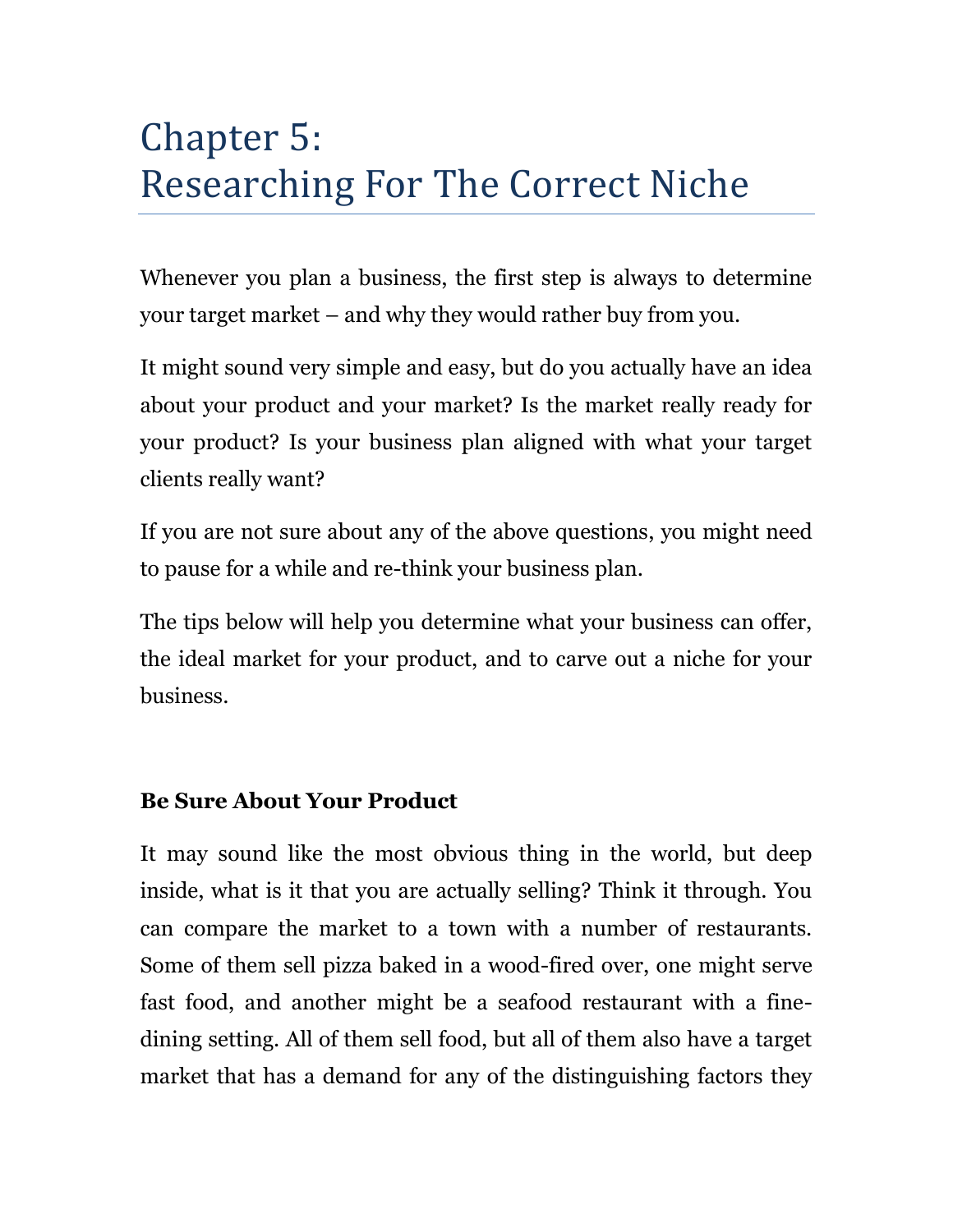# Chapter 5:
# Researching For The Correct Niche

Whenever you plan a business, the first step is always to determine your target market – and why they would rather buy from you.

It might sound very simple and easy, but do you actually have an idea about your product and your market? Is the market really ready for your product? Is your business plan aligned with what your target clients really want?

If you are not sure about any of the above questions, you might need to pause for a while and re-think your business plan.

The tips below will help you determine what your business can offer, the ideal market for your product, and to carve out a niche for your business.

**Be Sure About Your Product**

It may sound like the most obvious thing in the world, but deep inside, what is it that you are actually selling? Think it through. You can compare the market to a town with a number of restaurants. Some of them sell pizza baked in a wood-fired over, one might serve fast food, and another might be a seafood restaurant with a fine-dining setting. All of them sell food, but all of them also have a target market that has a demand for any of the distinguishing factors they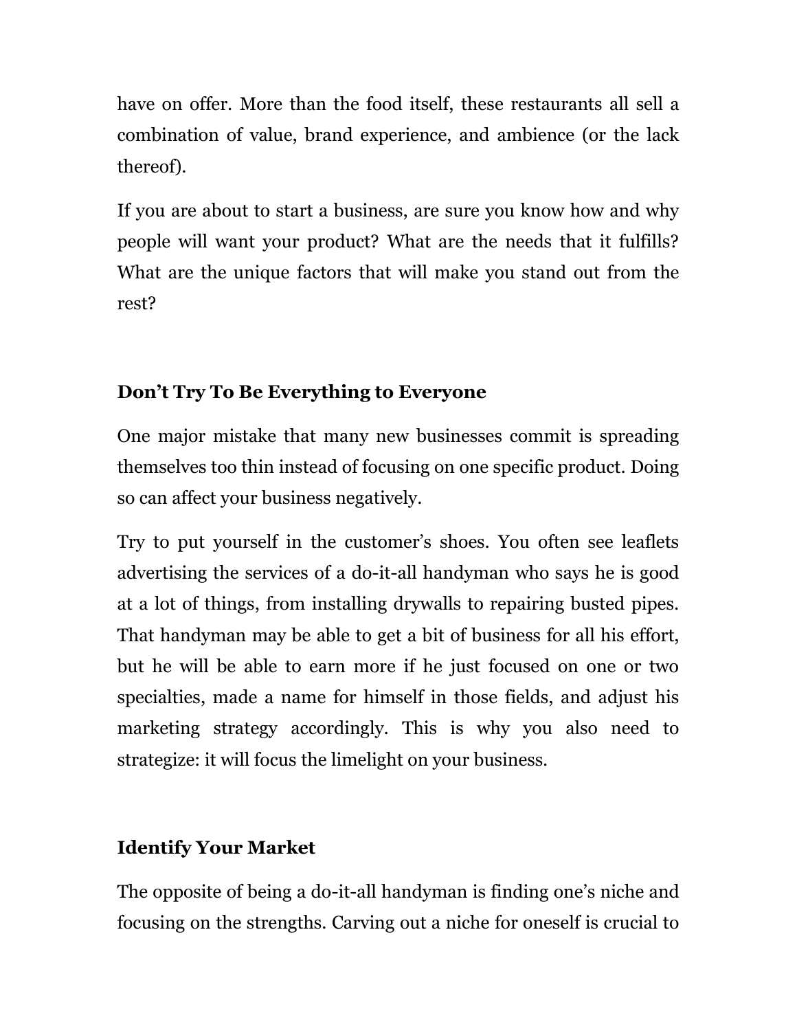have on offer. More than the food itself, these restaurants all sell a combination of value, brand experience, and ambience (or the lack thereof).

If you are about to start a business, are sure you know how and why people will want your product? What are the needs that it fulfills? What are the unique factors that will make you stand out from the rest?

## Don't Try To Be Everything to Everyone

One major mistake that many new businesses commit is spreading themselves too thin instead of focusing on one specific product. Doing so can affect your business negatively.

Try to put yourself in the customer's shoes. You often see leaflets advertising the services of a do-it-all handyman who says he is good at a lot of things, from installing drywalls to repairing busted pipes. That handyman may be able to get a bit of business for all his effort, but he will be able to earn more if he just focused on one or two specialties, made a name for himself in those fields, and adjust his marketing strategy accordingly. This is why you also need to strategize: it will focus the limelight on your business.

## Identify Your Market

The opposite of being a do-it-all handyman is finding one's niche and focusing on the strengths. Carving out a niche for oneself is crucial to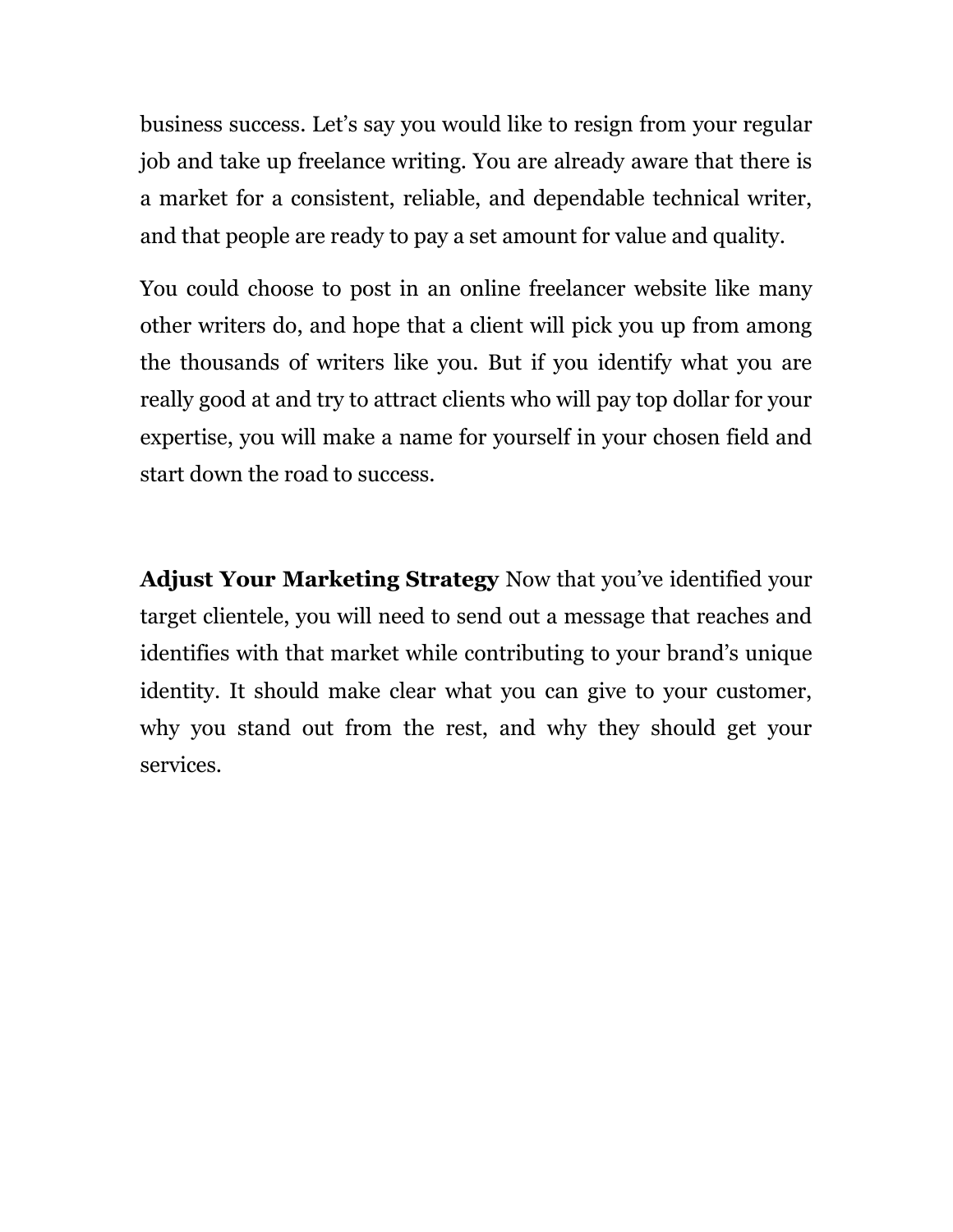business success. Let's say you would like to resign from your regular job and take up freelance writing. You are already aware that there is a market for a consistent, reliable, and dependable technical writer, and that people are ready to pay a set amount for value and quality.

You could choose to post in an online freelancer website like many other writers do, and hope that a client will pick you up from among the thousands of writers like you. But if you identify what you are really good at and try to attract clients who will pay top dollar for your expertise, you will make a name for yourself in your chosen field and start down the road to success.

**Adjust Your Marketing Strategy** Now that you've identified your target clientele, you will need to send out a message that reaches and identifies with that market while contributing to your brand's unique identity. It should make clear what you can give to your customer, why you stand out from the rest, and why they should get your services.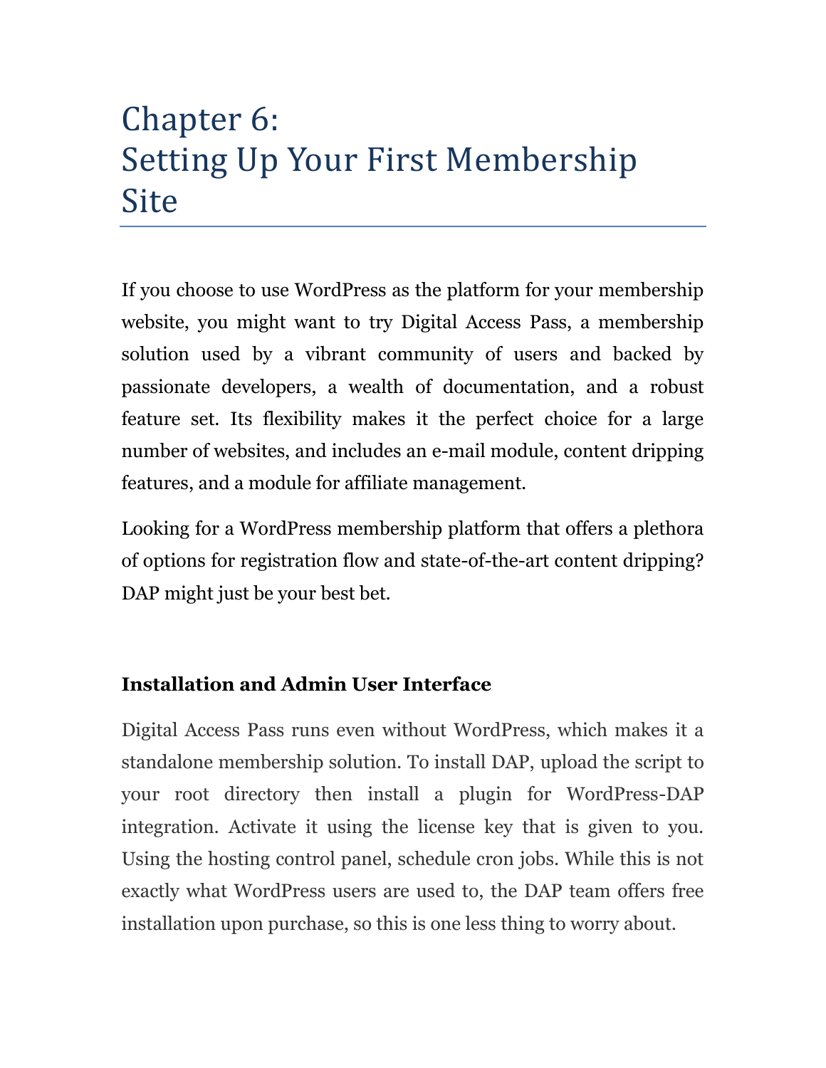# Chapter 6: Setting Up Your First Membership Site

If you choose to use WordPress as the platform for your membership website, you might want to try Digital Access Pass, a membership solution used by a vibrant community of users and backed by passionate developers, a wealth of documentation, and a robust feature set. Its flexibility makes it the perfect choice for a large number of websites, and includes an e-mail module, content dripping features, and a module for affiliate management.

Looking for a WordPress membership platform that offers a plethora of options for registration flow and state-of-the-art content dripping? DAP might just be your best bet.

### Installation and Admin User Interface

Digital Access Pass runs even without WordPress, which makes it a standalone membership solution. To install DAP, upload the script to your root directory then install a plugin for WordPress-DAP integration. Activate it using the license key that is given to you. Using the hosting control panel, schedule cron jobs. While this is not exactly what WordPress users are used to, the DAP team offers free installation upon purchase, so this is one less thing to worry about.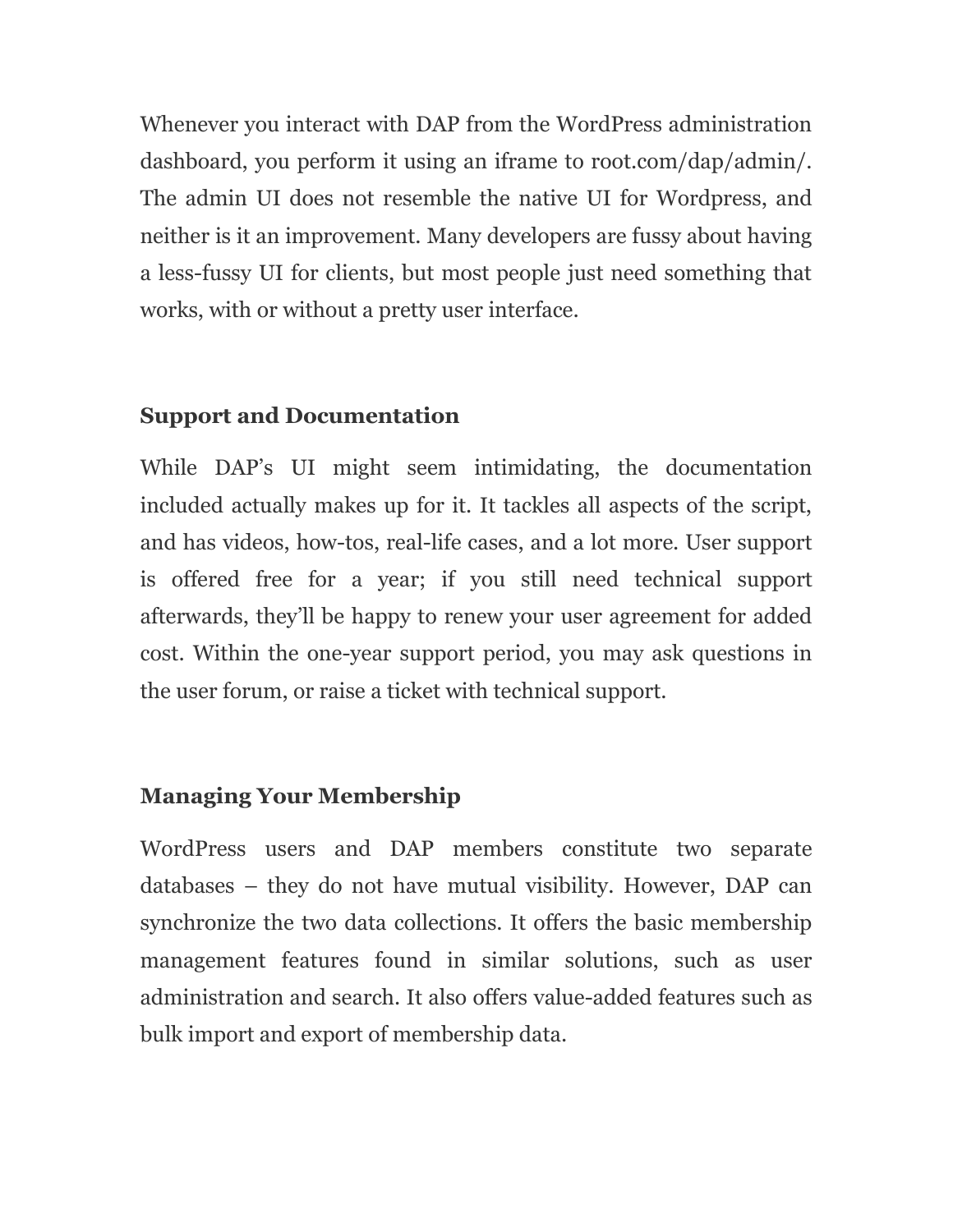Whenever you interact with DAP from the WordPress administration dashboard, you perform it using an iframe to root.com/dap/admin/. The admin UI does not resemble the native UI for Wordpress, and neither is it an improvement. Many developers are fussy about having a less-fussy UI for clients, but most people just need something that works, with or without a pretty user interface.

**Support and Documentation**

While DAP's UI might seem intimidating, the documentation included actually makes up for it. It tackles all aspects of the script, and has videos, how-tos, real-life cases, and a lot more. User support is offered free for a year; if you still need technical support afterwards, they'll be happy to renew your user agreement for added cost. Within the one-year support period, you may ask questions in the user forum, or raise a ticket with technical support.

**Managing Your Membership**

WordPress users and DAP members constitute two separate databases – they do not have mutual visibility. However, DAP can synchronize the two data collections. It offers the basic membership management features found in similar solutions, such as user administration and search. It also offers value-added features such as bulk import and export of membership data.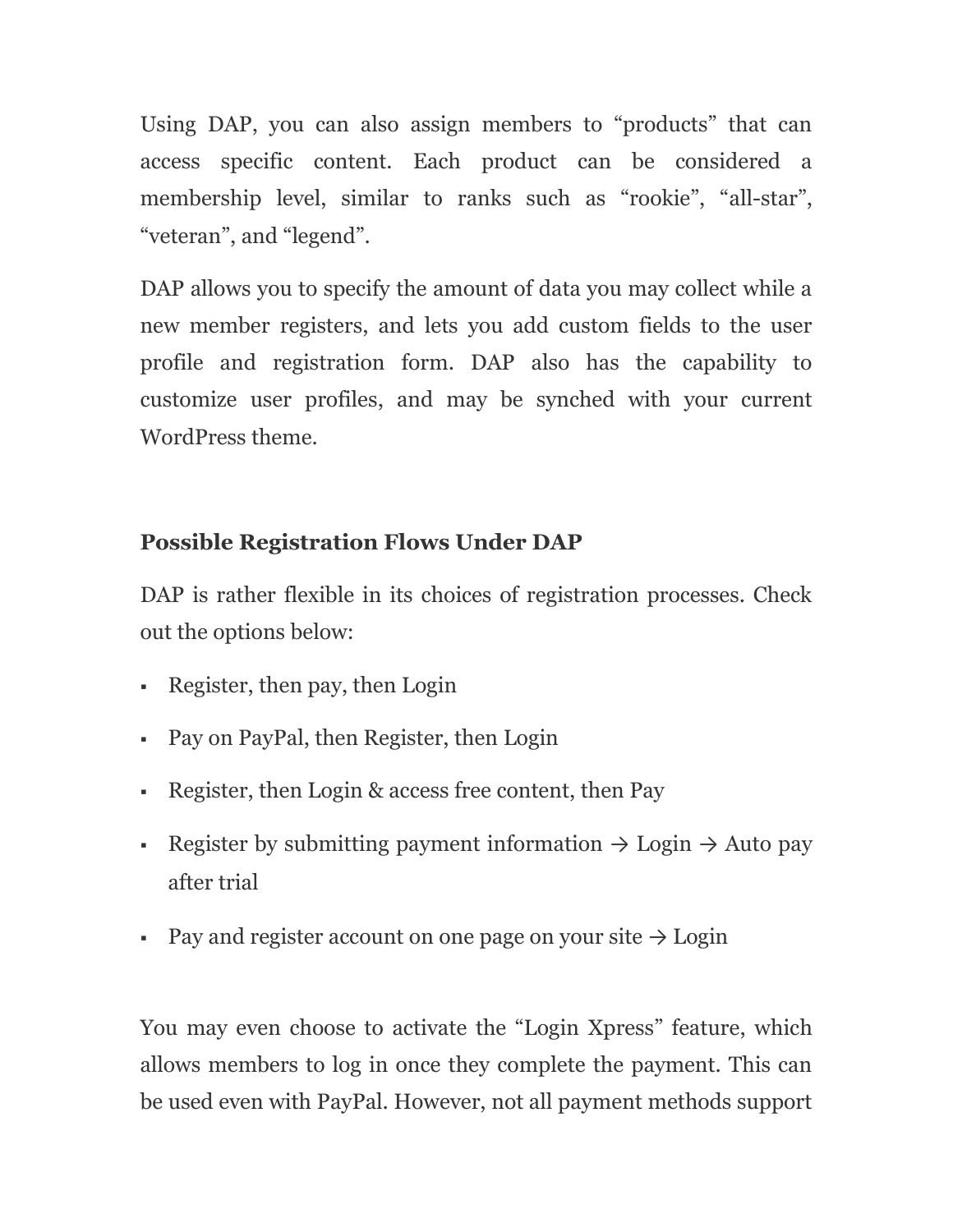Using DAP, you can also assign members to “products” that can access specific content. Each product can be considered a membership level, similar to ranks such as “rookie”, “all-star”, “veteran”, and “legend”.

DAP allows you to specify the amount of data you may collect while a new member registers, and lets you add custom fields to the user profile and registration form. DAP also has the capability to customize user profiles, and may be synched with your current WordPress theme.

### Possible Registration Flows Under DAP

DAP is rather flexible in its choices of registration processes. Check out the options below:

- Register, then pay, then Login
- Pay on PayPal, then Register, then Login
- Register, then Login & access free content, then Pay
- Register by submitting payment information → Login → Auto pay after trial
- Pay and register account on one page on your site → Login

You may even choose to activate the “Login Xpress” feature, which allows members to log in once they complete the payment. This can be used even with PayPal. However, not all payment methods support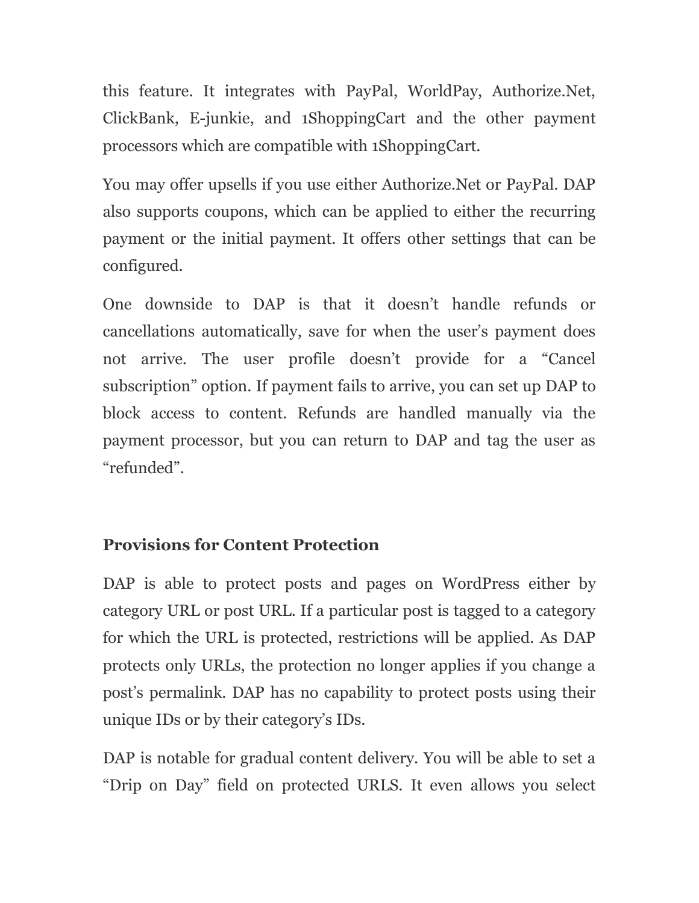this feature. It integrates with PayPal, WorldPay, Authorize.Net, ClickBank, E-junkie, and 1ShoppingCart and the other payment processors which are compatible with 1ShoppingCart.

You may offer upsells if you use either Authorize.Net or PayPal. DAP also supports coupons, which can be applied to either the recurring payment or the initial payment. It offers other settings that can be configured.

One downside to DAP is that it doesn't handle refunds or cancellations automatically, save for when the user's payment does not arrive. The user profile doesn't provide for a "Cancel subscription" option. If payment fails to arrive, you can set up DAP to block access to content. Refunds are handled manually via the payment processor, but you can return to DAP and tag the user as "refunded".

**Provisions for Content Protection**

DAP is able to protect posts and pages on WordPress either by category URL or post URL. If a particular post is tagged to a category for which the URL is protected, restrictions will be applied. As DAP protects only URLs, the protection no longer applies if you change a post's permalink. DAP has no capability to protect posts using their unique IDs or by their category's IDs.

DAP is notable for gradual content delivery. You will be able to set a "Drip on Day" field on protected URLS. It even allows you select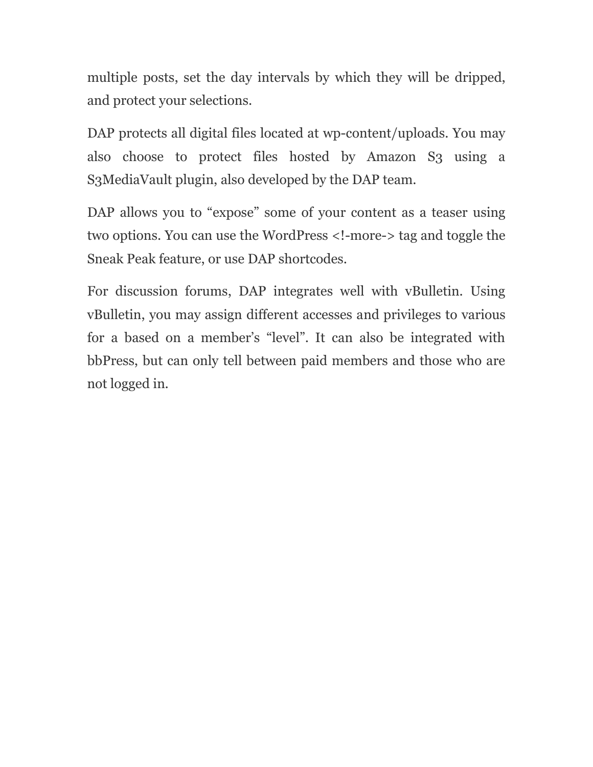multiple posts, set the day intervals by which they will be dripped, and protect your selections.

DAP protects all digital files located at wp-content/uploads. You may also choose to protect files hosted by Amazon S3 using a S3MediaVault plugin, also developed by the DAP team.

DAP allows you to "expose" some of your content as a teaser using two options. You can use the WordPress <!-more-> tag and toggle the Sneak Peak feature, or use DAP shortcodes.

For discussion forums, DAP integrates well with vBulletin. Using vBulletin, you may assign different accesses and privileges to various for a based on a member's "level". It can also be integrated with bbPress, but can only tell between paid members and those who are not logged in.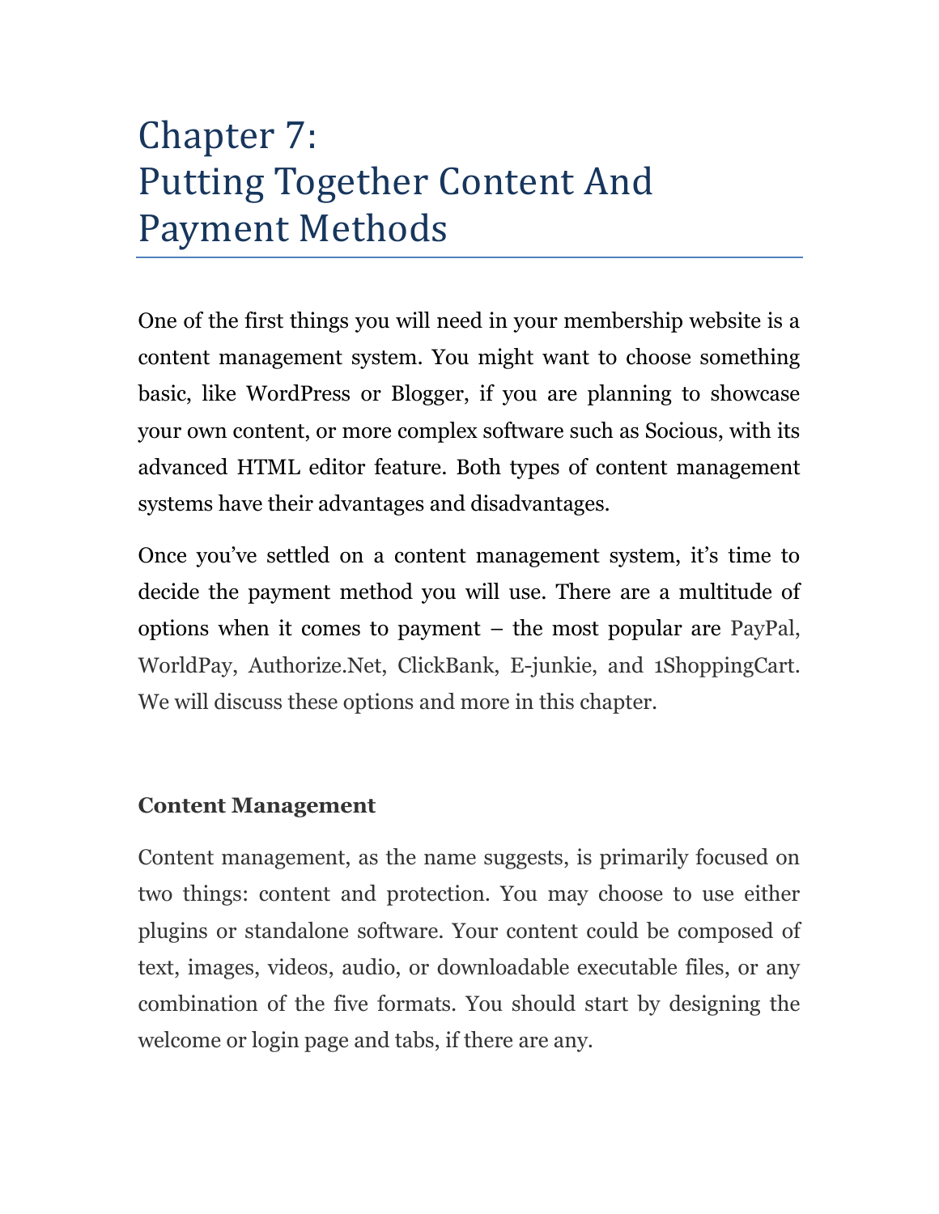# Chapter 7: Putting Together Content And Payment Methods

One of the first things you will need in your membership website is a content management system. You might want to choose something basic, like WordPress or Blogger, if you are planning to showcase your own content, or more complex software such as Socious, with its advanced HTML editor feature. Both types of content management systems have their advantages and disadvantages.

Once you've settled on a content management system, it's time to decide the payment method you will use. There are a multitude of options when it comes to payment – the most popular are PayPal, WorldPay, Authorize.Net, ClickBank, E-junkie, and 1ShoppingCart. We will discuss these options and more in this chapter.

**Content Management**

Content management, as the name suggests, is primarily focused on two things: content and protection. You may choose to use either plugins or standalone software. Your content could be composed of text, images, videos, audio, or downloadable executable files, or any combination of the five formats. You should start by designing the welcome or login page and tabs, if there are any.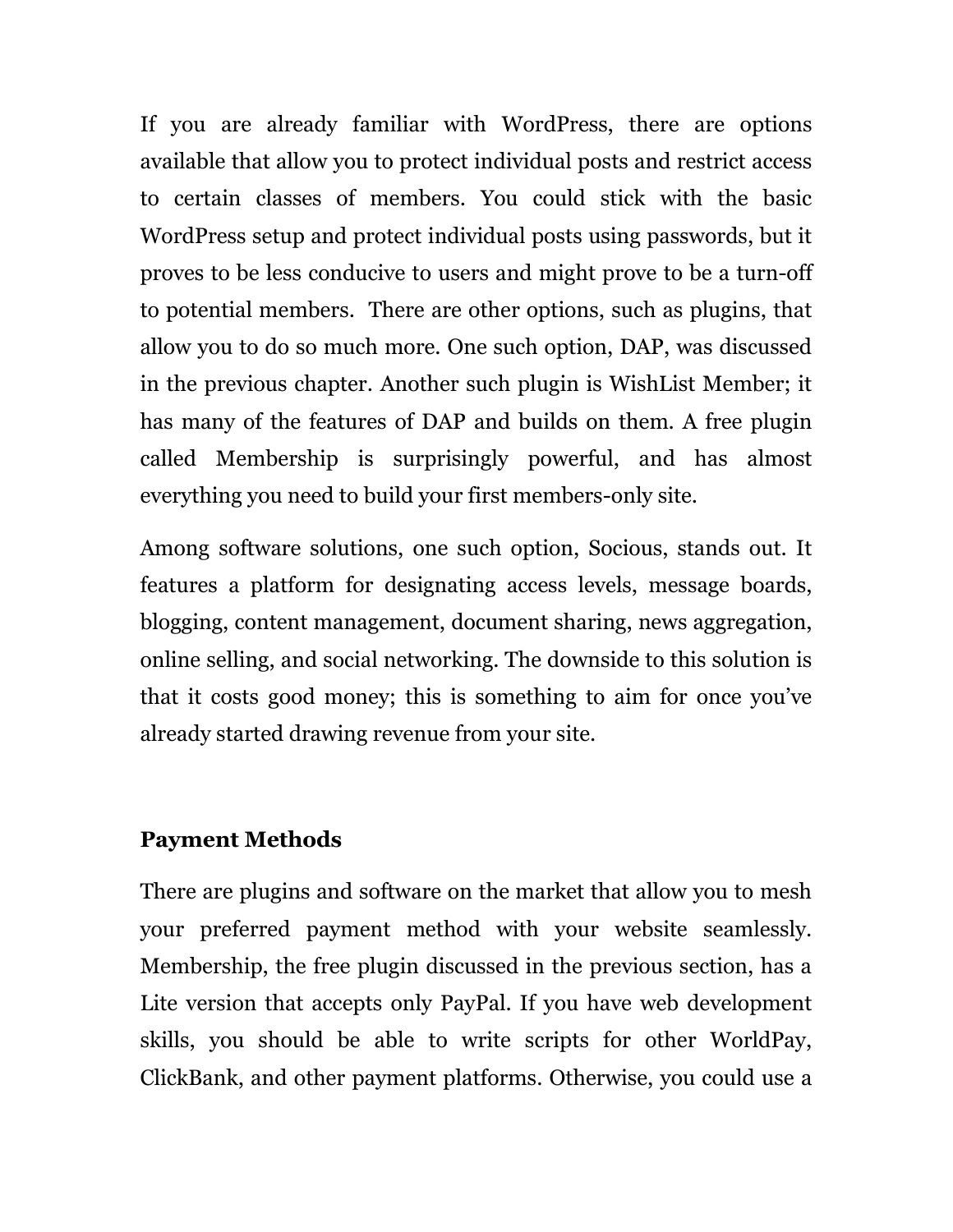If you are already familiar with WordPress, there are options available that allow you to protect individual posts and restrict access to certain classes of members. You could stick with the basic WordPress setup and protect individual posts using passwords, but it proves to be less conducive to users and might prove to be a turn-off to potential members. There are other options, such as plugins, that allow you to do so much more. One such option, DAP, was discussed in the previous chapter. Another such plugin is WishList Member; it has many of the features of DAP and builds on them. A free plugin called Membership is surprisingly powerful, and has almost everything you need to build your first members-only site.

Among software solutions, one such option, Socious, stands out. It features a platform for designating access levels, message boards, blogging, content management, document sharing, news aggregation, online selling, and social networking. The downside to this solution is that it costs good money; this is something to aim for once you've already started drawing revenue from your site.

**Payment Methods**

There are plugins and software on the market that allow you to mesh your preferred payment method with your website seamlessly. Membership, the free plugin discussed in the previous section, has a Lite version that accepts only PayPal. If you have web development skills, you should be able to write scripts for other WorldPay, ClickBank, and other payment platforms. Otherwise, you could use a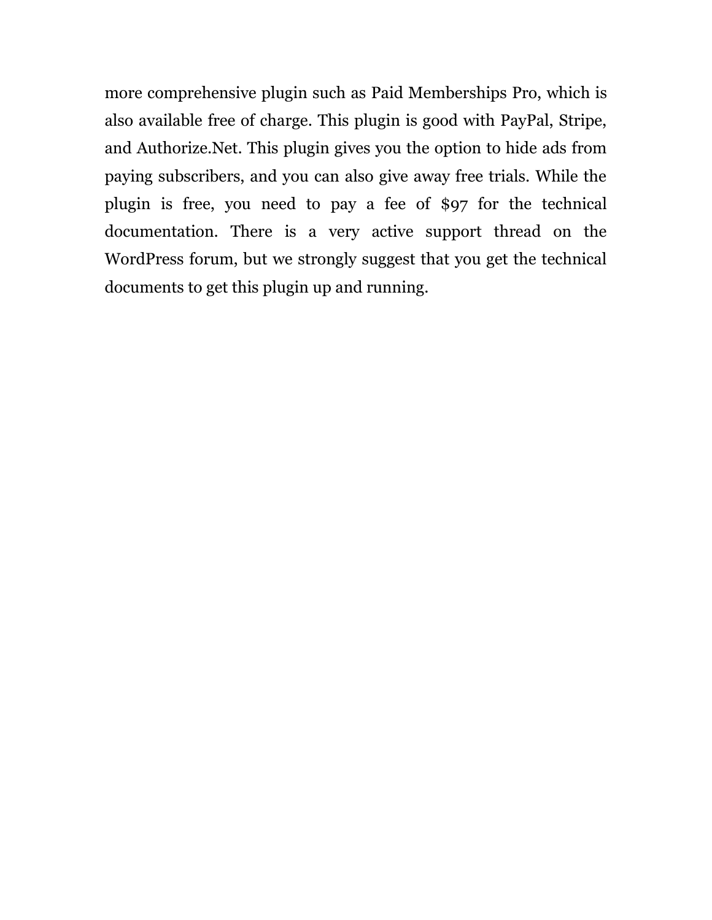more comprehensive plugin such as Paid Memberships Pro, which is also available free of charge. This plugin is good with PayPal, Stripe, and Authorize.Net. This plugin gives you the option to hide ads from paying subscribers, and you can also give away free trials. While the plugin is free, you need to pay a fee of $97 for the technical documentation. There is a very active support thread on the WordPress forum, but we strongly suggest that you get the technical documents to get this plugin up and running.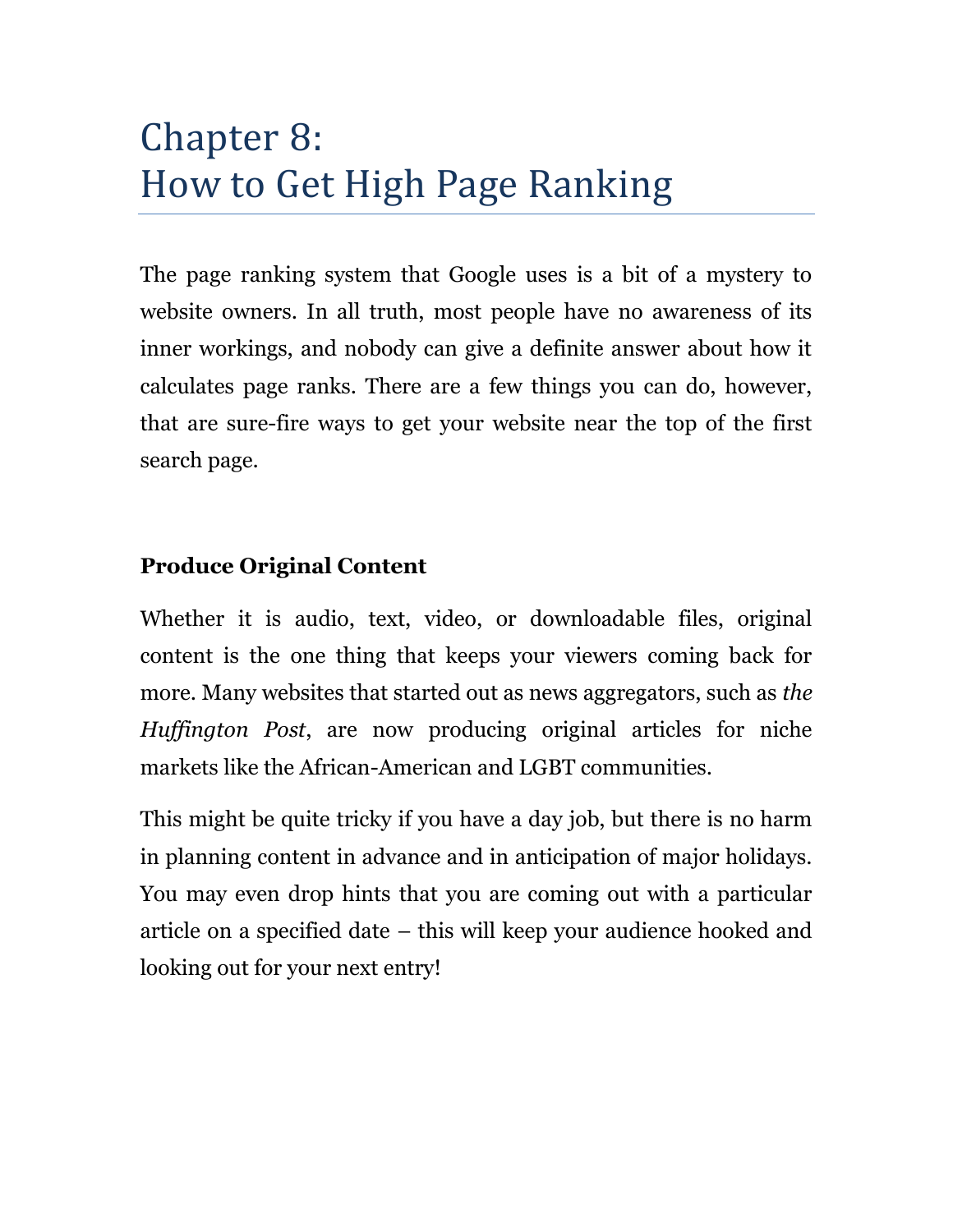# Chapter 8:
# How to Get High Page Ranking

The page ranking system that Google uses is a bit of a mystery to website owners. In all truth, most people have no awareness of its inner workings, and nobody can give a definite answer about how it calculates page ranks. There are a few things you can do, however, that are sure-fire ways to get your website near the top of the first search page.

**Produce Original Content**

Whether it is audio, text, video, or downloadable files, original content is the one thing that keeps your viewers coming back for more. Many websites that started out as news aggregators, such as *the Huffington Post*, are now producing original articles for niche markets like the African-American and LGBT communities.

This might be quite tricky if you have a day job, but there is no harm in planning content in advance and in anticipation of major holidays. You may even drop hints that you are coming out with a particular article on a specified date – this will keep your audience hooked and looking out for your next entry!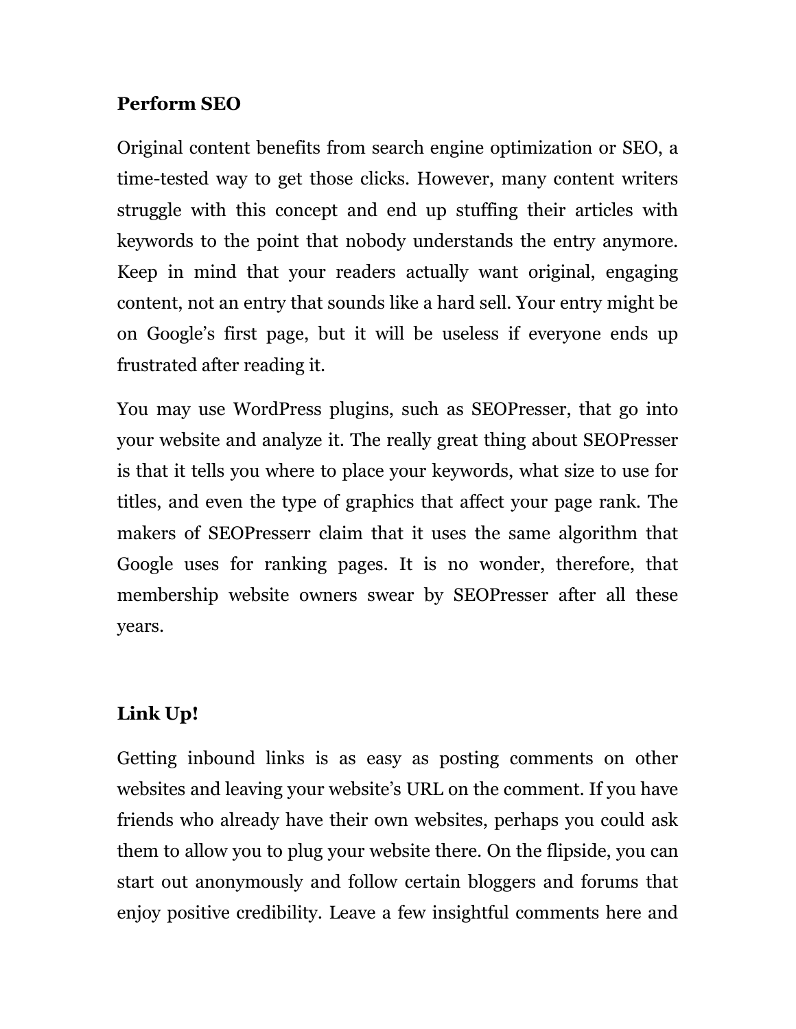**Perform SEO**

Original content benefits from search engine optimization or SEO, a time-tested way to get those clicks. However, many content writers struggle with this concept and end up stuffing their articles with keywords to the point that nobody understands the entry anymore. Keep in mind that your readers actually want original, engaging content, not an entry that sounds like a hard sell. Your entry might be on Google's first page, but it will be useless if everyone ends up frustrated after reading it.

You may use WordPress plugins, such as SEOPresser, that go into your website and analyze it. The really great thing about SEOPresser is that it tells you where to place your keywords, what size to use for titles, and even the type of graphics that affect your page rank. The makers of SEOPresserr claim that it uses the same algorithm that Google uses for ranking pages. It is no wonder, therefore, that membership website owners swear by SEOPresser after all these years.

**Link Up!**

Getting inbound links is as easy as posting comments on other websites and leaving your website's URL on the comment. If you have friends who already have their own websites, perhaps you could ask them to allow you to plug your website there. On the flipside, you can start out anonymously and follow certain bloggers and forums that enjoy positive credibility. Leave a few insightful comments here and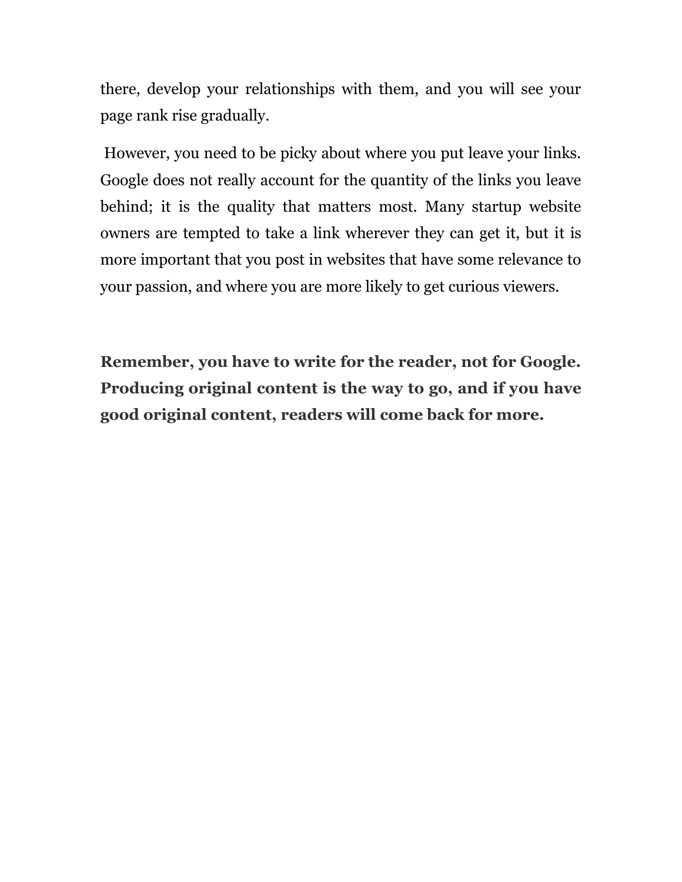there, develop your relationships with them, and you will see your page rank rise gradually.

However, you need to be picky about where you put leave your links. Google does not really account for the quantity of the links you leave behind; it is the quality that matters most. Many startup website owners are tempted to take a link wherever they can get it, but it is more important that you post in websites that have some relevance to your passion, and where you are more likely to get curious viewers.

**Remember, you have to write for the reader, not for Google. Producing original content is the way to go, and if you have good original content, readers will come back for more.**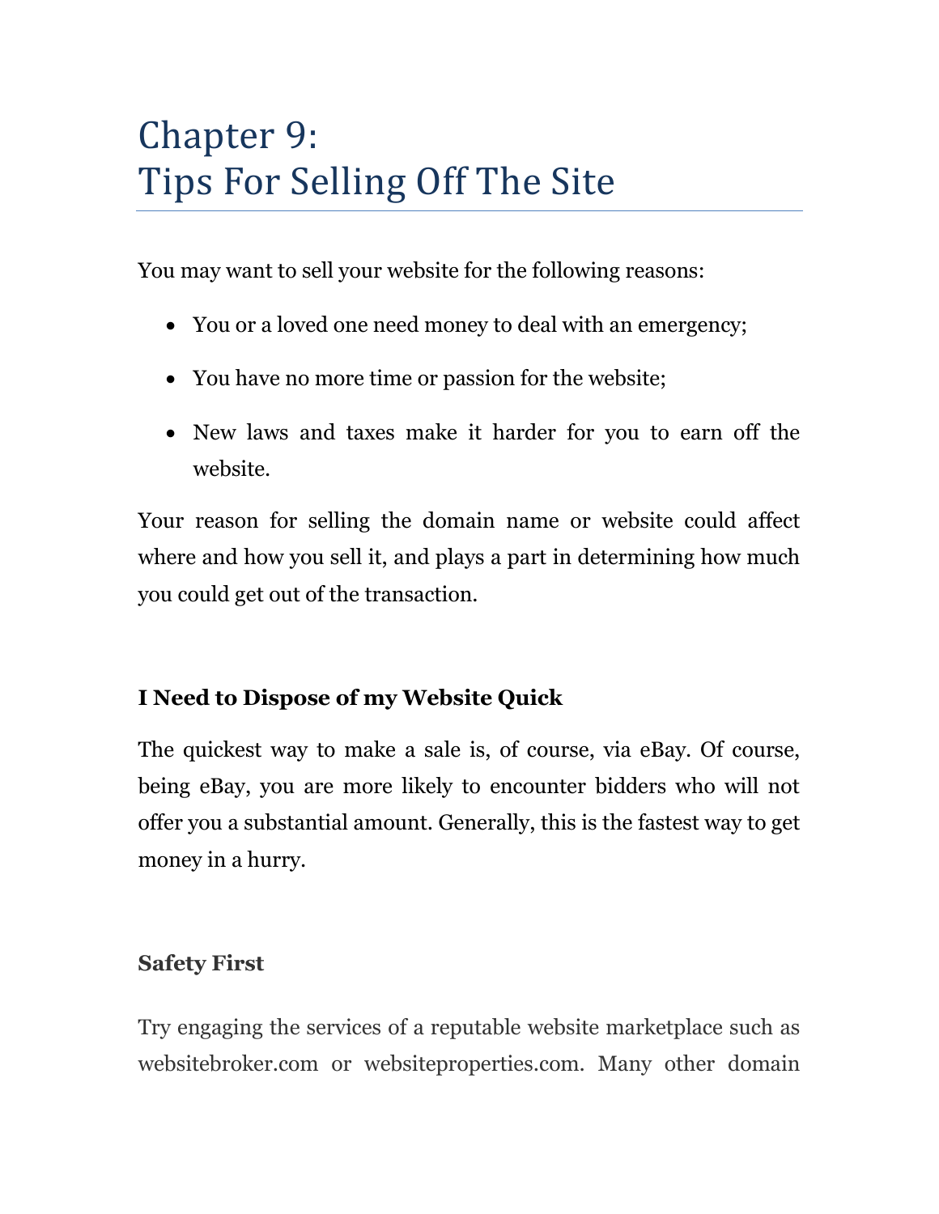# Chapter 9:
# Tips For Selling Off The Site

You may want to sell your website for the following reasons:

- You or a loved one need money to deal with an emergency;
- You have no more time or passion for the website;
- New laws and taxes make it harder for you to earn off the website.

Your reason for selling the domain name or website could affect where and how you sell it, and plays a part in determining how much you could get out of the transaction.

**I Need to Dispose of my Website Quick**

The quickest way to make a sale is, of course, via eBay. Of course, being eBay, you are more likely to encounter bidders who will not offer you a substantial amount. Generally, this is the fastest way to get money in a hurry.

**Safety First**

Try engaging the services of a reputable website marketplace such as websitebroker.com or websiteproperties.com. Many other domain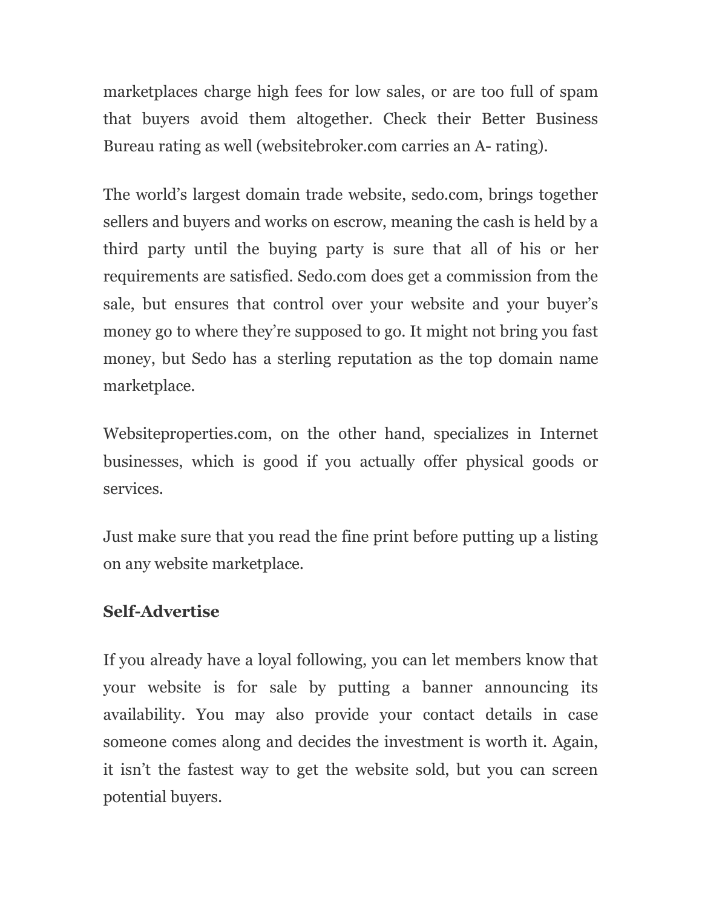marketplaces charge high fees for low sales, or are too full of spam that buyers avoid them altogether. Check their Better Business Bureau rating as well (websitebroker.com carries an A- rating).

The world's largest domain trade website, sedo.com, brings together sellers and buyers and works on escrow, meaning the cash is held by a third party until the buying party is sure that all of his or her requirements are satisfied. Sedo.com does get a commission from the sale, but ensures that control over your website and your buyer's money go to where they're supposed to go. It might not bring you fast money, but Sedo has a sterling reputation as the top domain name marketplace.

Websiteproperties.com, on the other hand, specializes in Internet businesses, which is good if you actually offer physical goods or services.

Just make sure that you read the fine print before putting up a listing on any website marketplace.

### Self-Advertise

If you already have a loyal following, you can let members know that your website is for sale by putting a banner announcing its availability. You may also provide your contact details in case someone comes along and decides the investment is worth it. Again, it isn't the fastest way to get the website sold, but you can screen potential buyers.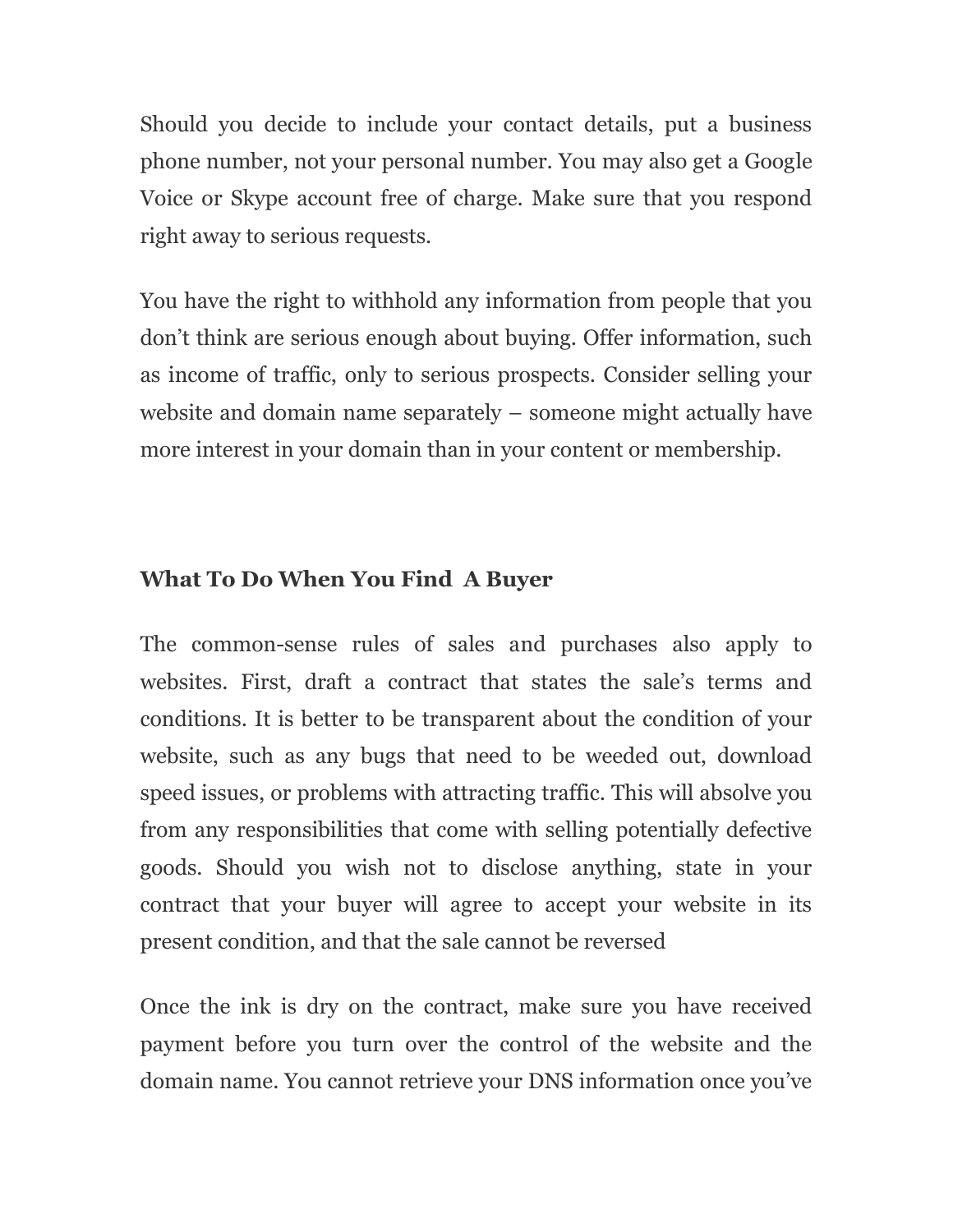Should you decide to include your contact details, put a business phone number, not your personal number. You may also get a Google Voice or Skype account free of charge. Make sure that you respond right away to serious requests.

You have the right to withhold any information from people that you don't think are serious enough about buying. Offer information, such as income of traffic, only to serious prospects. Consider selling your website and domain name separately – someone might actually have more interest in your domain than in your content or membership.

## What To Do When You Find  A Buyer

The common-sense rules of sales and purchases also apply to websites. First, draft a contract that states the sale's terms and conditions. It is better to be transparent about the condition of your website, such as any bugs that need to be weeded out, download speed issues, or problems with attracting traffic. This will absolve you from any responsibilities that come with selling potentially defective goods. Should you wish not to disclose anything, state in your contract that your buyer will agree to accept your website in its present condition, and that the sale cannot be reversed

Once the ink is dry on the contract, make sure you have received payment before you turn over the control of the website and the domain name. You cannot retrieve your DNS information once you've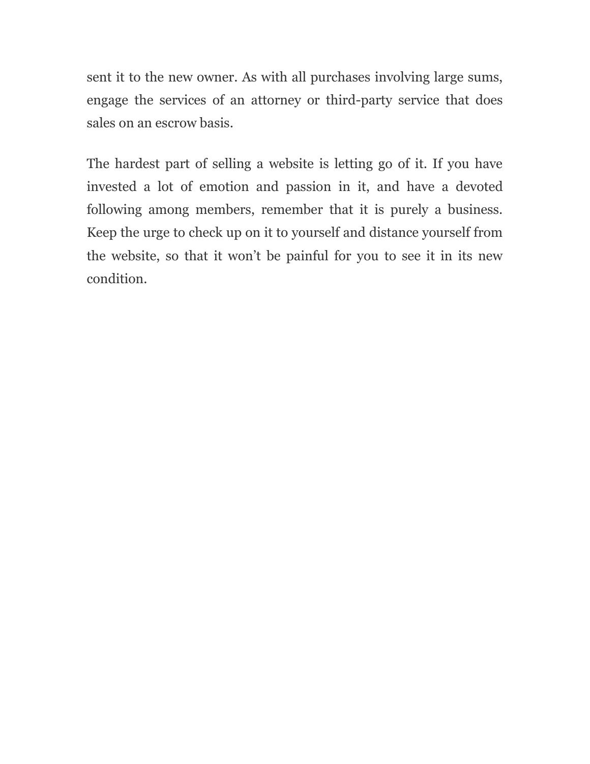sent it to the new owner. As with all purchases involving large sums, engage the services of an attorney or third-party service that does sales on an escrow basis.

The hardest part of selling a website is letting go of it. If you have invested a lot of emotion and passion in it, and have a devoted following among members, remember that it is purely a business. Keep the urge to check up on it to yourself and distance yourself from the website, so that it won't be painful for you to see it in its new condition.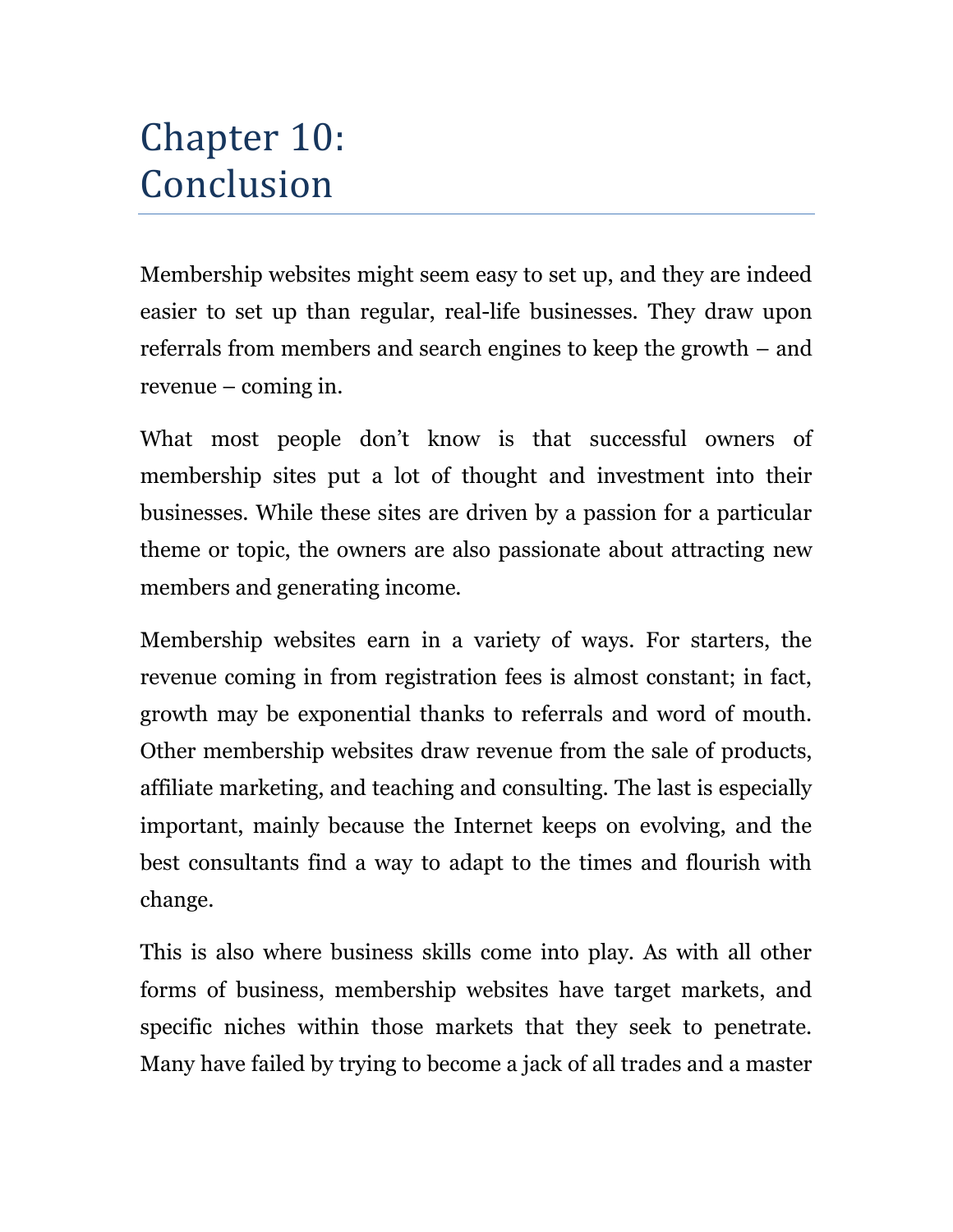# Chapter 10: Conclusion

Membership websites might seem easy to set up, and they are indeed easier to set up than regular, real-life businesses. They draw upon referrals from members and search engines to keep the growth – and revenue – coming in.

What most people don't know is that successful owners of membership sites put a lot of thought and investment into their businesses. While these sites are driven by a passion for a particular theme or topic, the owners are also passionate about attracting new members and generating income.

Membership websites earn in a variety of ways. For starters, the revenue coming in from registration fees is almost constant; in fact, growth may be exponential thanks to referrals and word of mouth. Other membership websites draw revenue from the sale of products, affiliate marketing, and teaching and consulting. The last is especially important, mainly because the Internet keeps on evolving, and the best consultants find a way to adapt to the times and flourish with change.

This is also where business skills come into play. As with all other forms of business, membership websites have target markets, and specific niches within those markets that they seek to penetrate. Many have failed by trying to become a jack of all trades and a master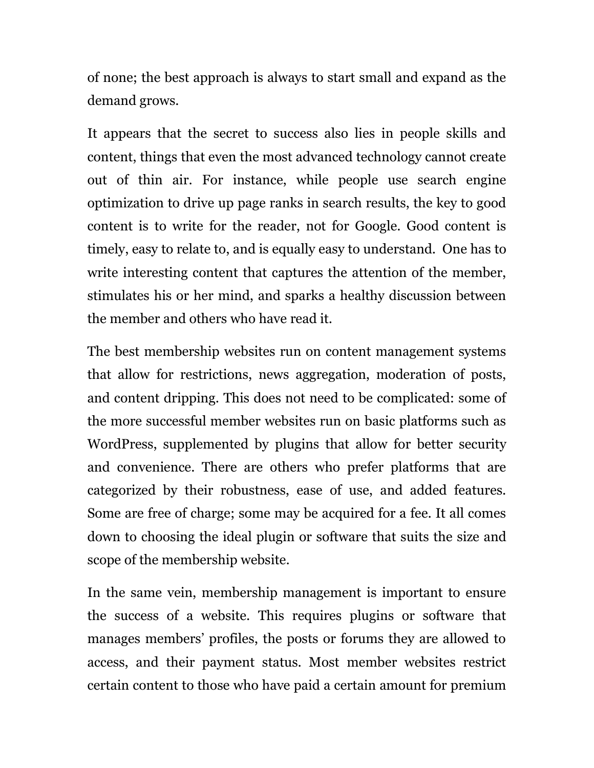of none; the best approach is always to start small and expand as the demand grows.

It appears that the secret to success also lies in people skills and content, things that even the most advanced technology cannot create out of thin air. For instance, while people use search engine optimization to drive up page ranks in search results, the key to good content is to write for the reader, not for Google. Good content is timely, easy to relate to, and is equally easy to understand. One has to write interesting content that captures the attention of the member, stimulates his or her mind, and sparks a healthy discussion between the member and others who have read it.

The best membership websites run on content management systems that allow for restrictions, news aggregation, moderation of posts, and content dripping. This does not need to be complicated: some of the more successful member websites run on basic platforms such as WordPress, supplemented by plugins that allow for better security and convenience. There are others who prefer platforms that are categorized by their robustness, ease of use, and added features. Some are free of charge; some may be acquired for a fee. It all comes down to choosing the ideal plugin or software that suits the size and scope of the membership website.

In the same vein, membership management is important to ensure the success of a website. This requires plugins or software that manages members' profiles, the posts or forums they are allowed to access, and their payment status. Most member websites restrict certain content to those who have paid a certain amount for premium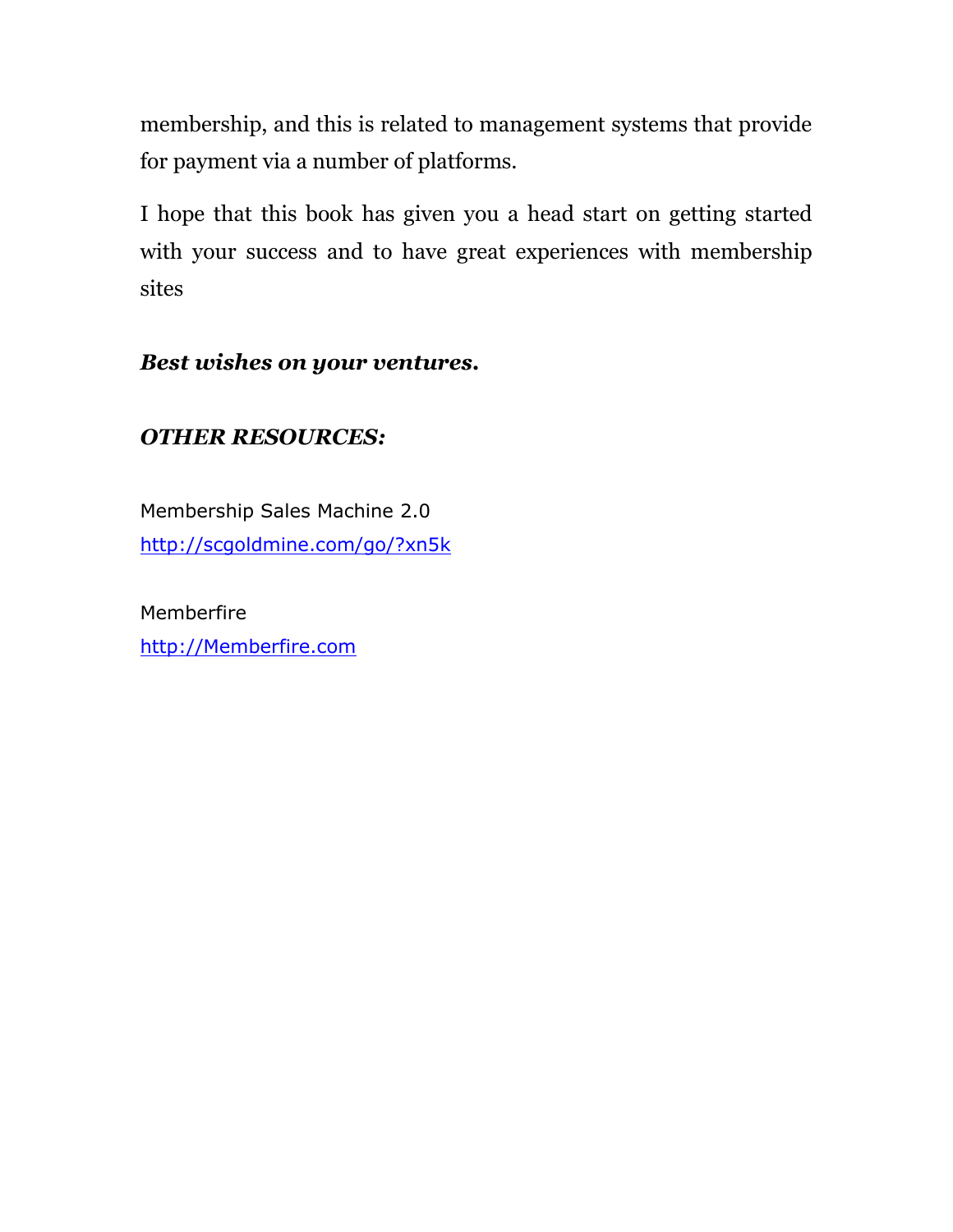membership, and this is related to management systems that provide for payment via a number of platforms.

I hope that this book has given you a head start on getting started with your success and to have great experiences with membership sites

***Best wishes on your ventures.***

***OTHER RESOURCES:***

Membership Sales Machine 2.0
http://scgoldmine.com/go/?xn5k

Memberfire
http://Memberfire.com